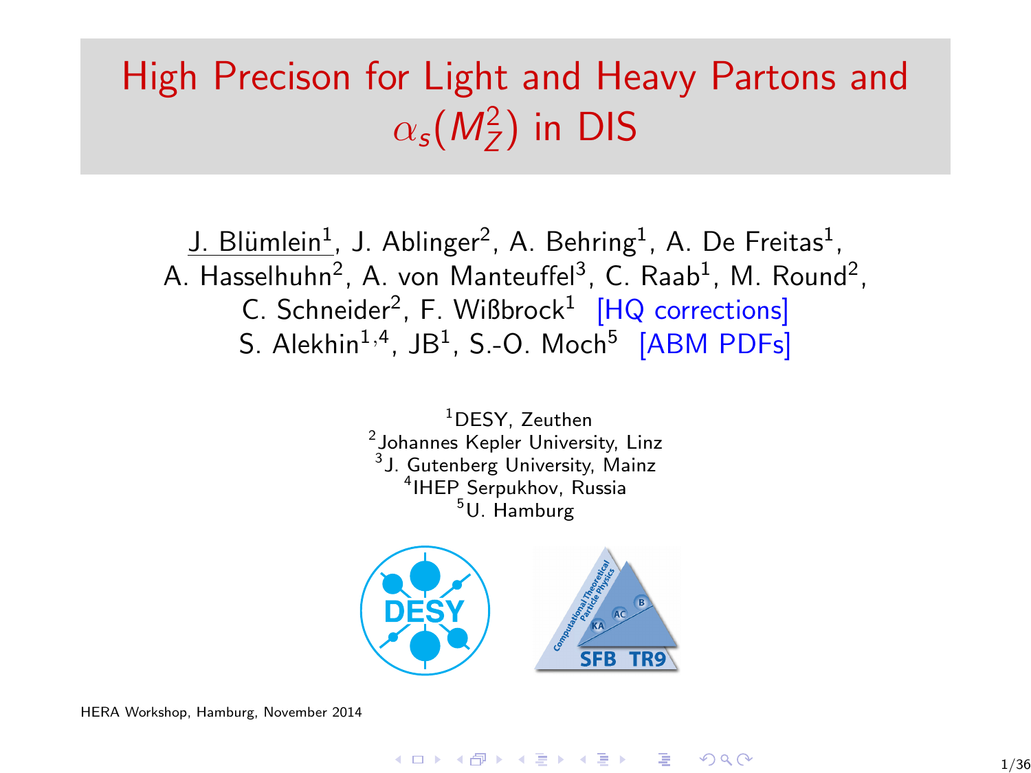# High Precison for Light and Heavy Partons and $\alpha_s(M_Z^2)$ in DIS

J. Blümlein[1], J. Ablinger[2], A. Behring[1], A. De Freitas[1], A. Hasselhuhn[2], A. von Manteuffel[3], C. Raab[1], M. Round[2], C. Schneider[2], F. Wißbrock[1] [HQ corrections]

S. Alekhin[1,4], JB[1], S.-O. Moch[5] [ABM PDFs]

[1]DESY, Zeuthen
[2]Johannes Kepler University, Linz
[3]J. Gutenberg University, Mainz
[4]IHEP Serpukhov, Russia
[5]U. Hamburg

HERA Workshop, Hamburg, November 2014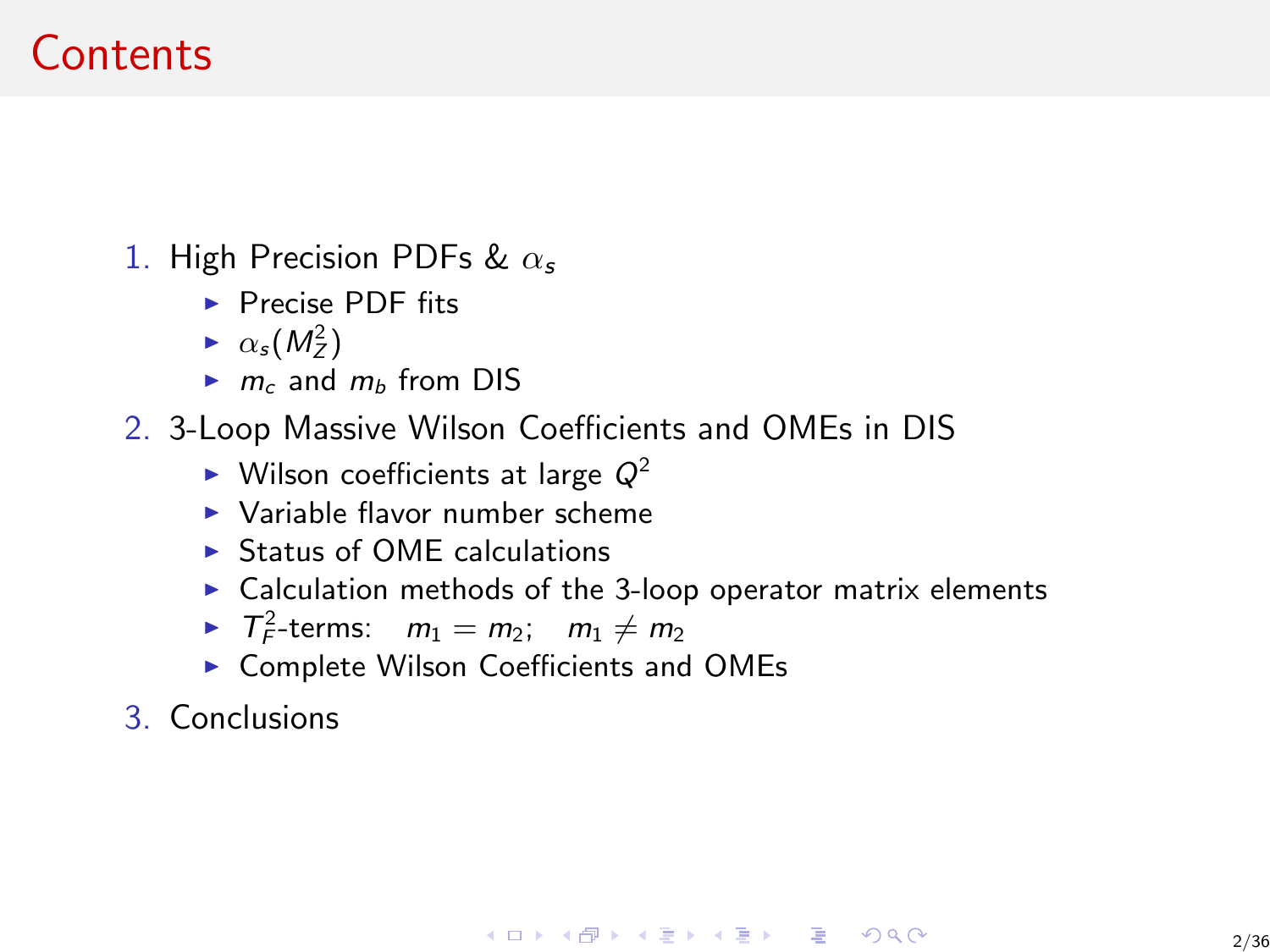# Contents

1. High Precision PDFs & $\alpha_s$
   - Precise PDF fits
   - $\alpha_s(M_Z^2)$
   - $m_c$ and $m_b$ from DIS
2. 3-Loop Massive Wilson Coefficients and OMEs in DIS
   - Wilson coefficients at large $Q^2$
   - Variable flavor number scheme
   - Status of OME calculations
   - Calculation methods of the 3-loop operator matrix elements
   - $T_F^2$-terms: $m_1 = m_2$; $m_1 \neq m_2$
   - Complete Wilson Coefficients and OMEs
3. Conclusions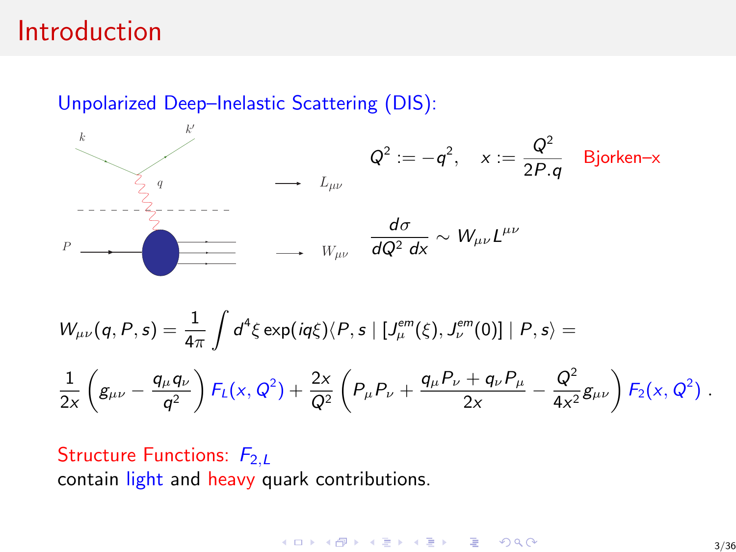# Introduction

Unpolarized Deep–Inelastic Scattering (DIS):

$$Q^2 := -q^2, \quad x := \frac{Q^2}{2P.q} \quad \text{Bjorken–x}$$

$$\frac{d\sigma}{dQ^2\,dx} \sim W_{\mu\nu} L^{\mu\nu}$$

$$W_{\mu\nu}(q,P,s) = \frac{1}{4\pi}\int d^4\xi \exp(iq\xi)\langle P,s \mid [J_\mu^{em}(\xi), J_\nu^{em}(0)] \mid P,s\rangle =$$

$$\frac{1}{2x}\left(g_{\mu\nu} - \frac{q_\mu q_\nu}{q^2}\right) F_L(x,Q^2) + \frac{2x}{Q^2}\left(P_\mu P_\nu + \frac{q_\mu P_\nu + q_\nu P_\mu}{2x} - \frac{Q^2}{4x^2} g_{\mu\nu}\right) F_2(x,Q^2)\ .$$

Structure Functions: $F_{2,L}$
contain light and heavy quark contributions.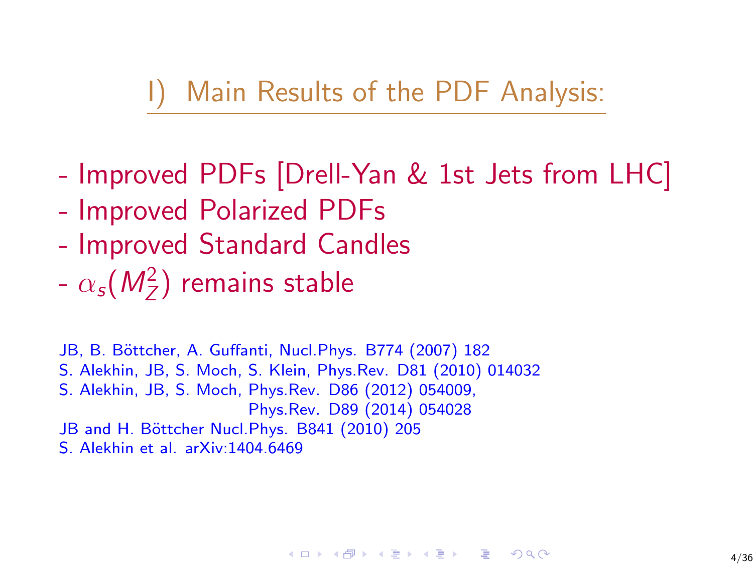## I) Main Results of the PDF Analysis:

- Improved PDFs [Drell-Yan & 1st Jets from LHC]
- Improved Polarized PDFs
- Improved Standard Candles
- $\alpha_s(M_Z^2)$ remains stable

JB, B. Böttcher, A. Guffanti, Nucl.Phys. B774 (2007) 182
S. Alekhin, JB, S. Moch, S. Klein, Phys.Rev. D81 (2010) 014032
S. Alekhin, JB, S. Moch, Phys.Rev. D86 (2012) 054009,
Phys.Rev. D89 (2014) 054028
JB and H. Böttcher Nucl.Phys. B841 (2010) 205
S. Alekhin et al. arXiv:1404.6469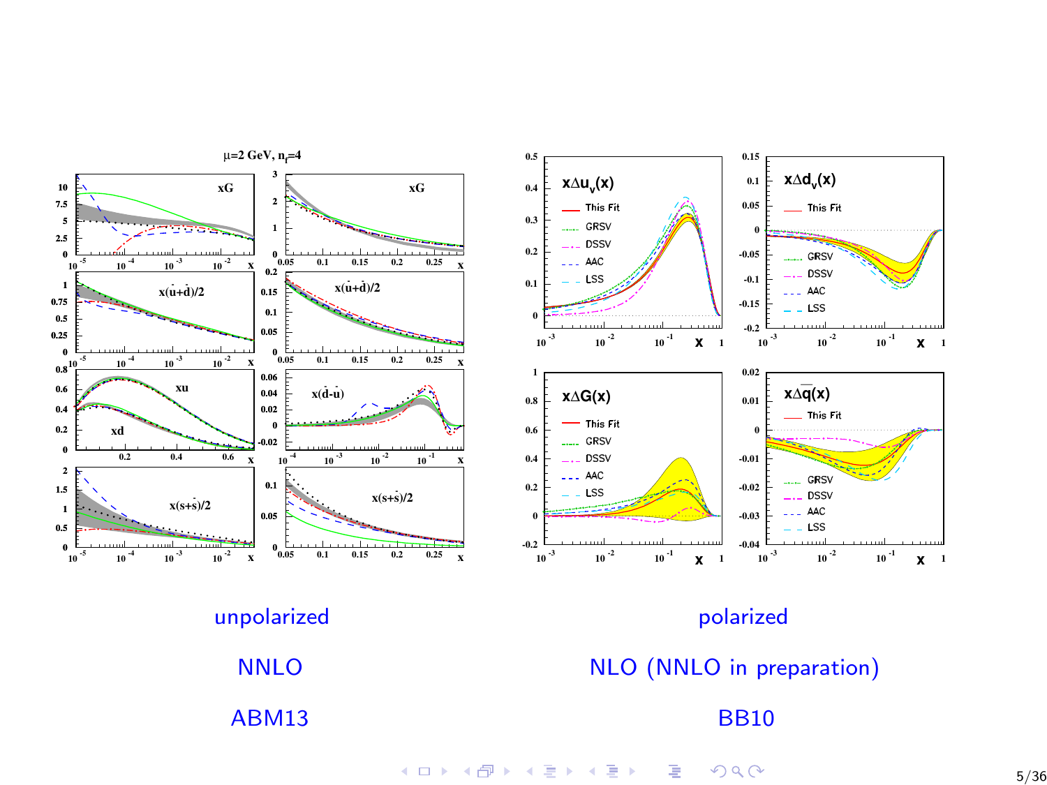unpolarized

NNLO

ABM13

polarized

NLO (NNLO in preparation)

BB10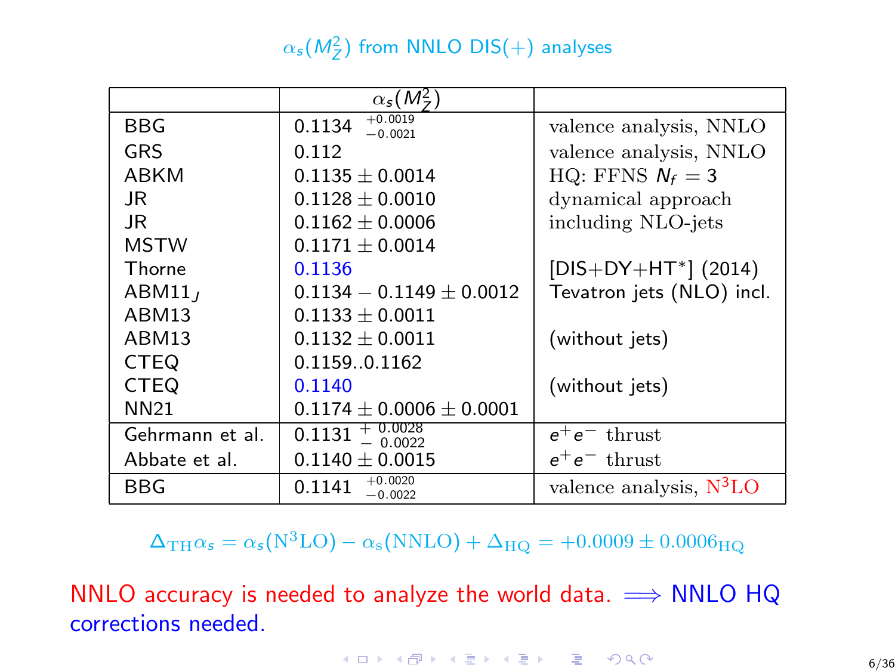## $\alpha_s(M_Z^2)$ from NNLO DIS(+) analyses

| | $\alpha_s(M_Z^2)$ | |
|---|---|---|
| BBG | $0.1134\ ^{+0.0019}_{-0.0021}$ | valence analysis, NNLO |
| GRS | 0.112 | valence analysis, NNLO |
| ABKM | $0.1135 \pm 0.0014$ | HQ: FFNS $N_f = 3$ |
| JR | $0.1128 \pm 0.0010$ | dynamical approach |
| JR | $0.1162 \pm 0.0006$ | including NLO-jets |
| MSTW | $0.1171 \pm 0.0014$ | |
| Thorne | 0.1136 | [DIS+DY+HT*] (2014) |
| ABM11$_J$ | $0.1134 - 0.1149 \pm 0.0012$ | Tevatron jets (NLO) incl. |
| ABM13 | $0.1133 \pm 0.0011$ | |
| ABM13 | $0.1132 \pm 0.0011$ | (without jets) |
| CTEQ | 0.1159..0.1162 | |
| CTEQ | 0.1140 | (without jets) |
| NN21 | $0.1174 \pm 0.0006 \pm 0.0001$ | |
| Gehrmann et al. | $0.1131\ ^{+\ 0.0028}_{-\ 0.0022}$ | $e^+e^-$ thrust |
| Abbate et al. | $0.1140 \pm 0.0015$ | $e^+e^-$ thrust |
| BBG | $0.1141\ ^{+0.0020}_{-0.0022}$ | valence analysis, N$^3$LO |

$$\Delta_{\rm TH}\alpha_s = \alpha_s({\rm N^3LO}) - \alpha_{\rm s}({\rm NNLO}) + \Delta_{\rm HQ} = +0.0009 \pm 0.0006_{\rm HQ}$$

NNLO accuracy is needed to analyze the world data. $\Longrightarrow$ NNLO HQ corrections needed.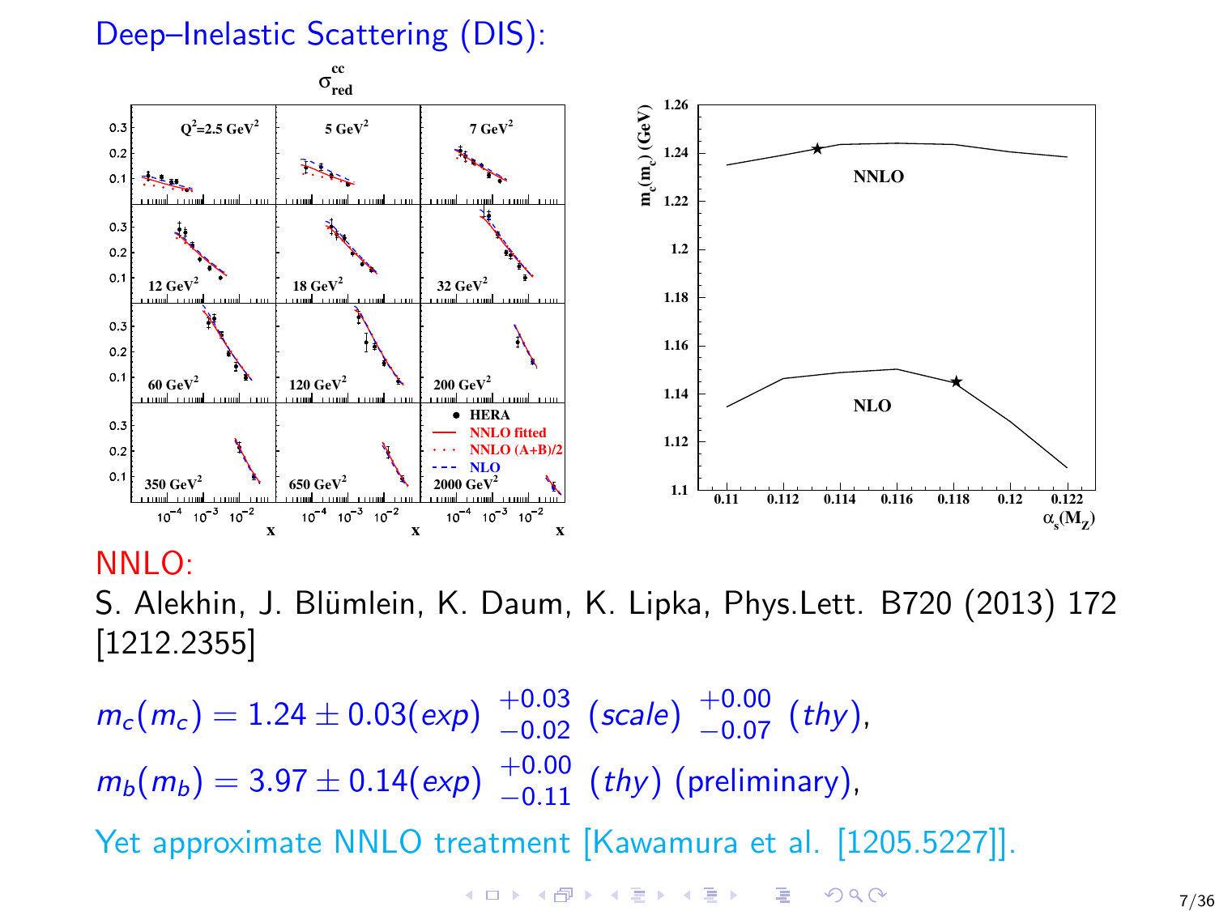## Deep–Inelastic Scattering (DIS):

NNLO:

S. Alekhin, J. Blümlein, K. Daum, K. Lipka, Phys.Lett. B720 (2013) 172 [1212.2355]

$$m_c(m_c) = 1.24 \pm 0.03(exp)\ {}^{+0.03}_{-0.02}\ (scale)\ {}^{+0.00}_{-0.07}\ (thy),$$

$$m_b(m_b) = 3.97 \pm 0.14(exp)\ {}^{+0.00}_{-0.11}\ (thy)\ \text{(preliminary)},$$

Yet approximate NNLO treatment [Kawamura et al. [1205.5227]].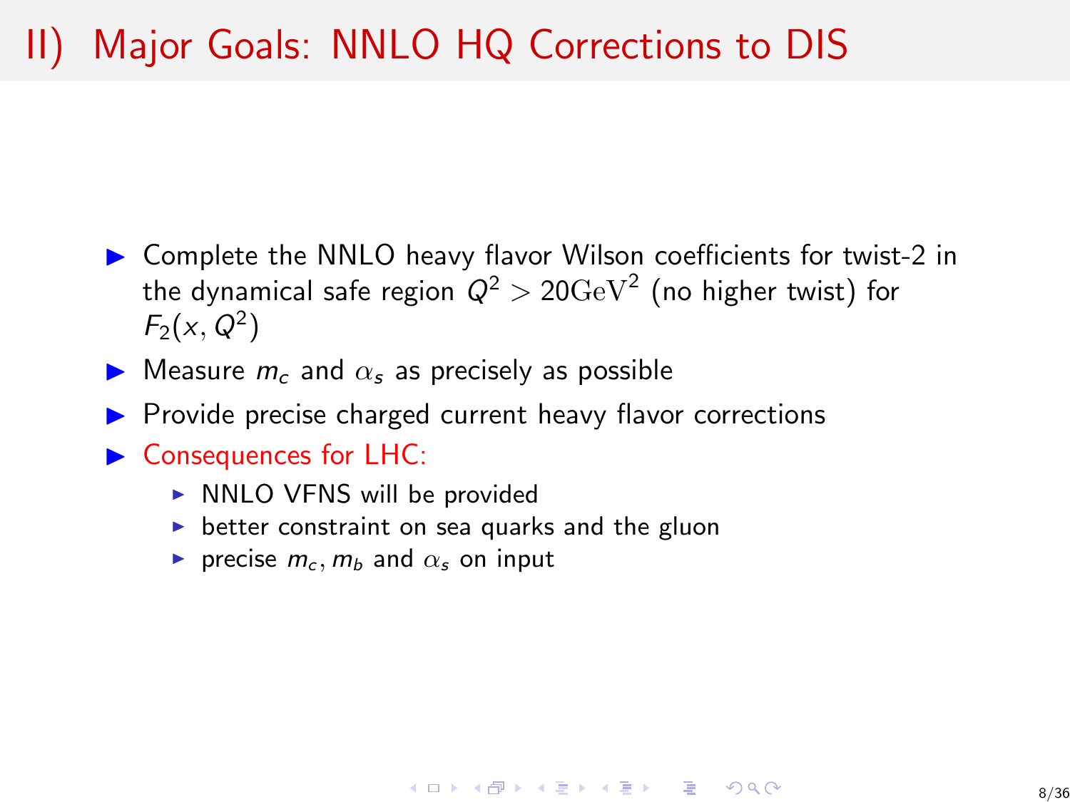# II) Major Goals: NNLO HQ Corrections to DIS

- Complete the NNLO heavy flavor Wilson coefficients for twist-2 in the dynamical safe region $Q^2 > 20 \mathrm{GeV}^2$ (no higher twist) for $F_2(x, Q^2)$
- Measure $m_c$ and $\alpha_s$ as precisely as possible
- Provide precise charged current heavy flavor corrections
- Consequences for LHC:
  - NNLO VFNS will be provided
  - better constraint on sea quarks and the gluon
  - precise $m_c, m_b$ and $\alpha_s$ on input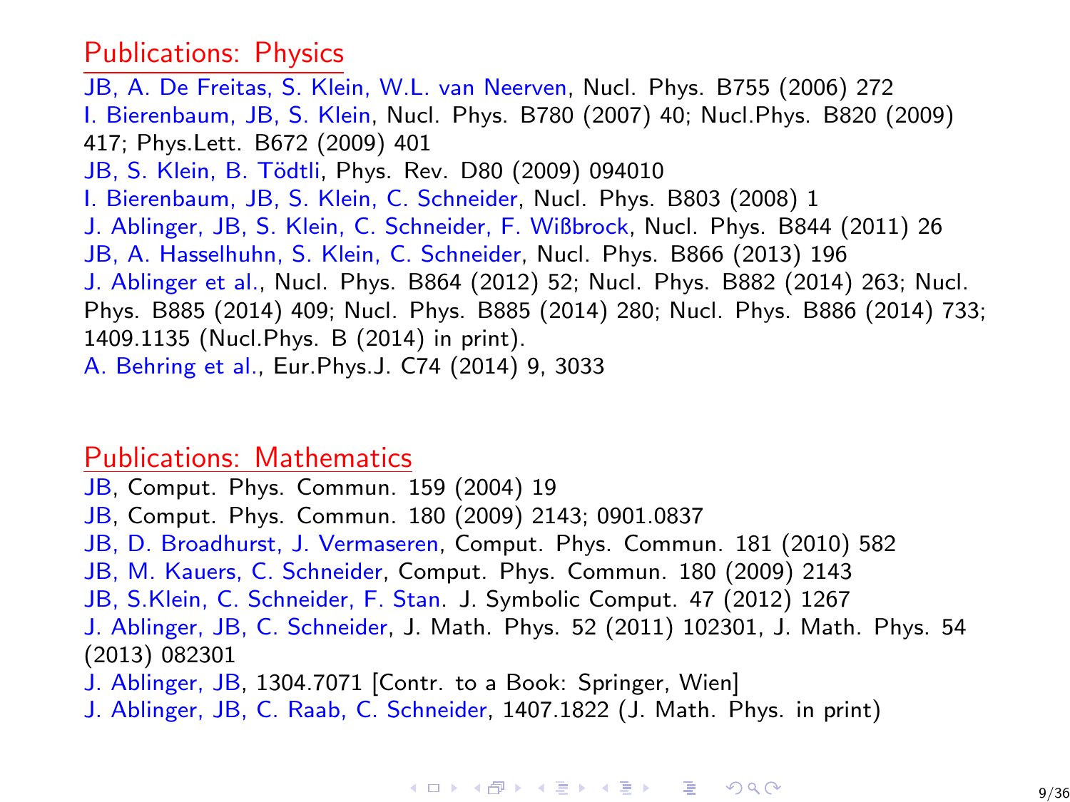## Publications: Physics

JB, A. De Freitas, S. Klein, W.L. van Neerven, Nucl. Phys. B755 (2006) 272
I. Bierenbaum, JB, S. Klein, Nucl. Phys. B780 (2007) 40; Nucl.Phys. B820 (2009) 417; Phys.Lett. B672 (2009) 401
JB, S. Klein, B. Tödtli, Phys. Rev. D80 (2009) 094010
I. Bierenbaum, JB, S. Klein, C. Schneider, Nucl. Phys. B803 (2008) 1
J. Ablinger, JB, S. Klein, C. Schneider, F. Wißbrock, Nucl. Phys. B844 (2011) 26
JB, A. Hasselhuhn, S. Klein, C. Schneider, Nucl. Phys. B866 (2013) 196
J. Ablinger et al., Nucl. Phys. B864 (2012) 52; Nucl. Phys. B882 (2014) 263; Nucl. Phys. B885 (2014) 409; Nucl. Phys. B885 (2014) 280; Nucl. Phys. B886 (2014) 733; 1409.1135 (Nucl.Phys. B (2014) in print).
A. Behring et al., Eur.Phys.J. C74 (2014) 9, 3033

## Publications: Mathematics

JB, Comput. Phys. Commun. 159 (2004) 19
JB, Comput. Phys. Commun. 180 (2009) 2143; 0901.0837
JB, D. Broadhurst, J. Vermaseren, Comput. Phys. Commun. 181 (2010) 582
JB, M. Kauers, C. Schneider, Comput. Phys. Commun. 180 (2009) 2143
JB, S.Klein, C. Schneider, F. Stan. J. Symbolic Comput. 47 (2012) 1267
J. Ablinger, JB, C. Schneider, J. Math. Phys. 52 (2011) 102301, J. Math. Phys. 54 (2013) 082301
J. Ablinger, JB, 1304.7071 [Contr. to a Book: Springer, Wien]
J. Ablinger, JB, C. Raab, C. Schneider, 1407.1822 (J. Math. Phys. in print)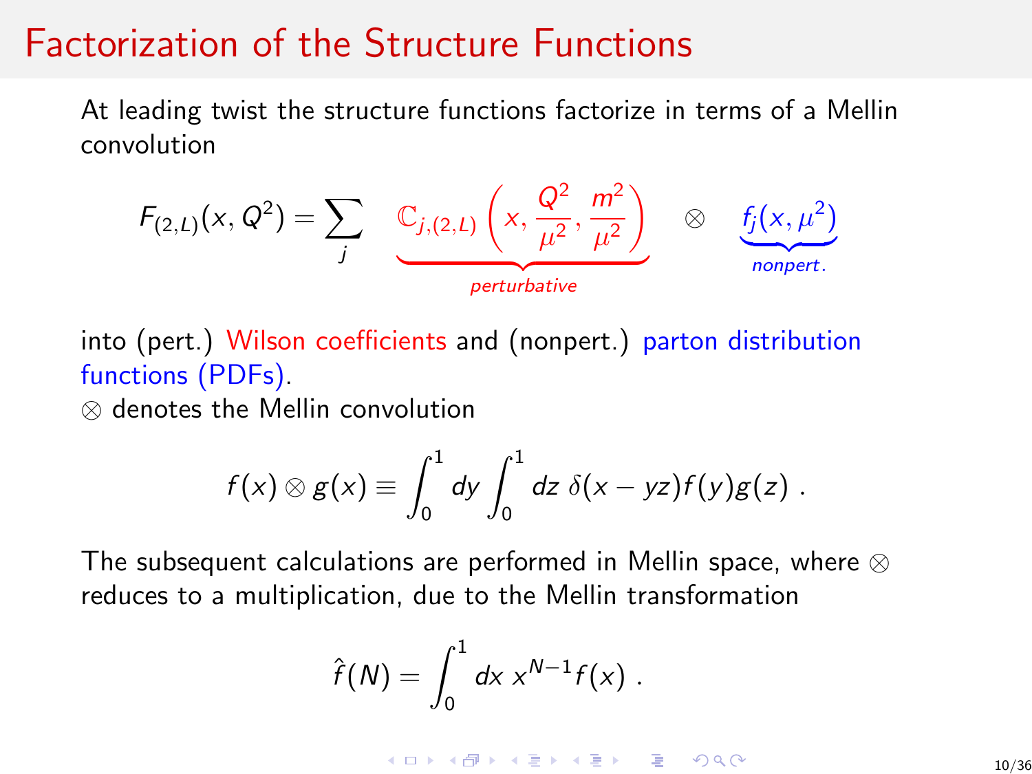# Factorization of the Structure Functions

At leading twist the structure functions factorize in terms of a Mellin convolution

$$F_{(2,L)}(x, Q^2) = \sum_j \underbrace{\mathbb{C}_{j,(2,L)}\left(x, \frac{Q^2}{\mu^2}, \frac{m^2}{\mu^2}\right)}_{perturbative} \otimes \underbrace{f_j(x, \mu^2)}_{nonpert.}$$

into (pert.) Wilson coefficients and (nonpert.) parton distribution functions (PDFs).

$\otimes$ denotes the Mellin convolution

$$f(x) \otimes g(x) \equiv \int_0^1 dy \int_0^1 dz \, \delta(x - yz) f(y) g(z) \; .$$

The subsequent calculations are performed in Mellin space, where $\otimes$ reduces to a multiplication, due to the Mellin transformation

$$\hat{f}(N) = \int_0^1 dx \, x^{N-1} f(x) \; .$$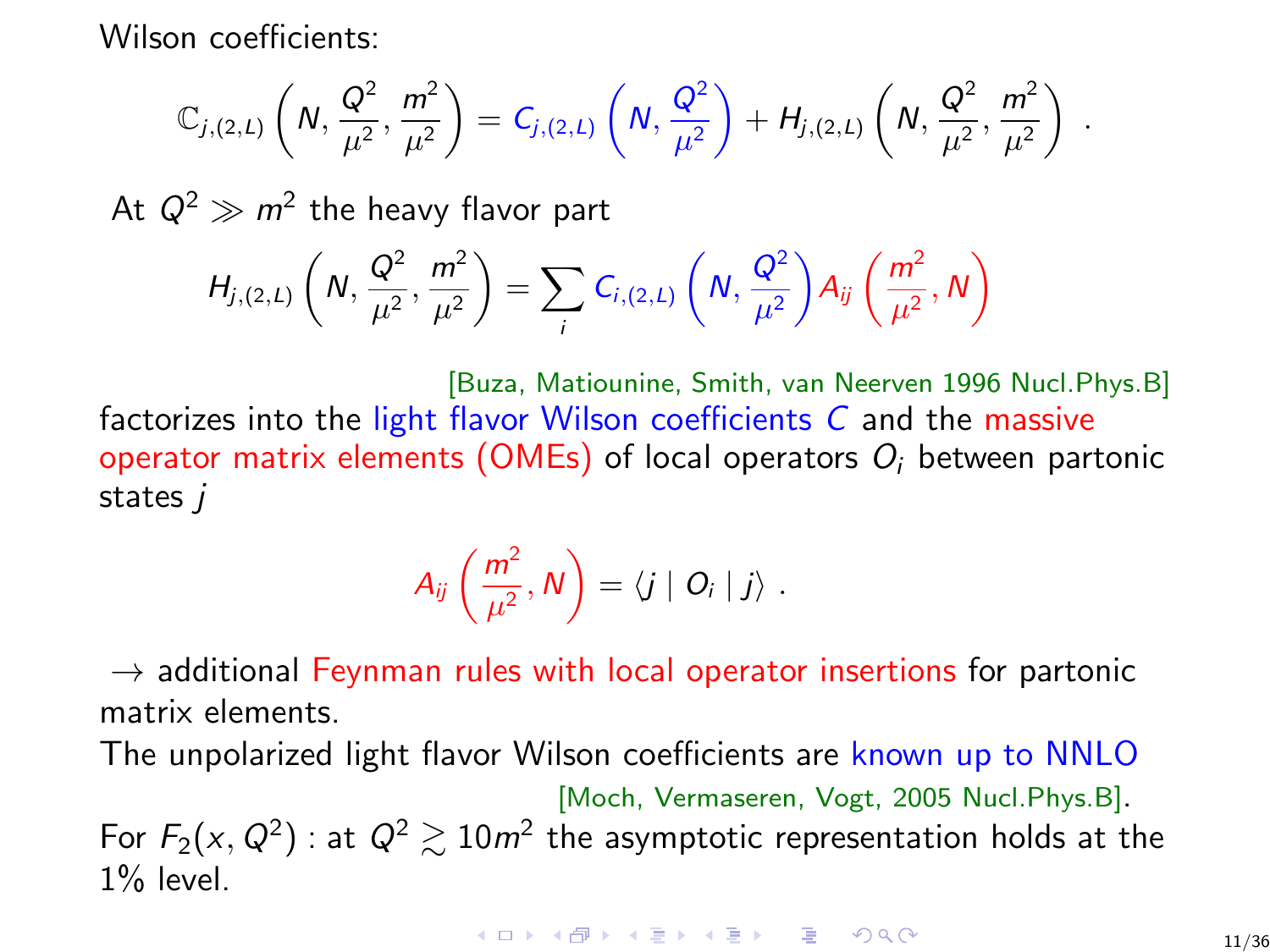Wilson coefficients:

$$\mathbb{C}_{j,(2,L)}\left(N, \frac{Q^2}{\mu^2}, \frac{m^2}{\mu^2}\right) = C_{j,(2,L)}\left(N, \frac{Q^2}{\mu^2}\right) + H_{j,(2,L)}\left(N, \frac{Q^2}{\mu^2}, \frac{m^2}{\mu^2}\right) .$$

At $Q^2 \gg m^2$ the heavy flavor part

$$H_{j,(2,L)}\left(N, \frac{Q^2}{\mu^2}, \frac{m^2}{\mu^2}\right) = \sum_i C_{i,(2,L)}\left(N, \frac{Q^2}{\mu^2}\right) A_{ij}\left(\frac{m^2}{\mu^2}, N\right)$$

[Buza, Matiounine, Smith, van Neerven 1996 Nucl.Phys.B]

factorizes into the light flavor Wilson coefficients $C$ and the massive operator matrix elements (OMEs) of local operators $O_i$ between partonic states $j$

$$A_{ij}\left(\frac{m^2}{\mu^2}, N\right) = \langle j \mid O_i \mid j \rangle .$$

$\rightarrow$ additional Feynman rules with local operator insertions for partonic matrix elements.

The unpolarized light flavor Wilson coefficients are known up to NNLO [Moch, Vermaseren, Vogt, 2005 Nucl.Phys.B].

For $F_2(x, Q^2)$ : at $Q^2 \gtrsim 10m^2$ the asymptotic representation holds at the 1% level.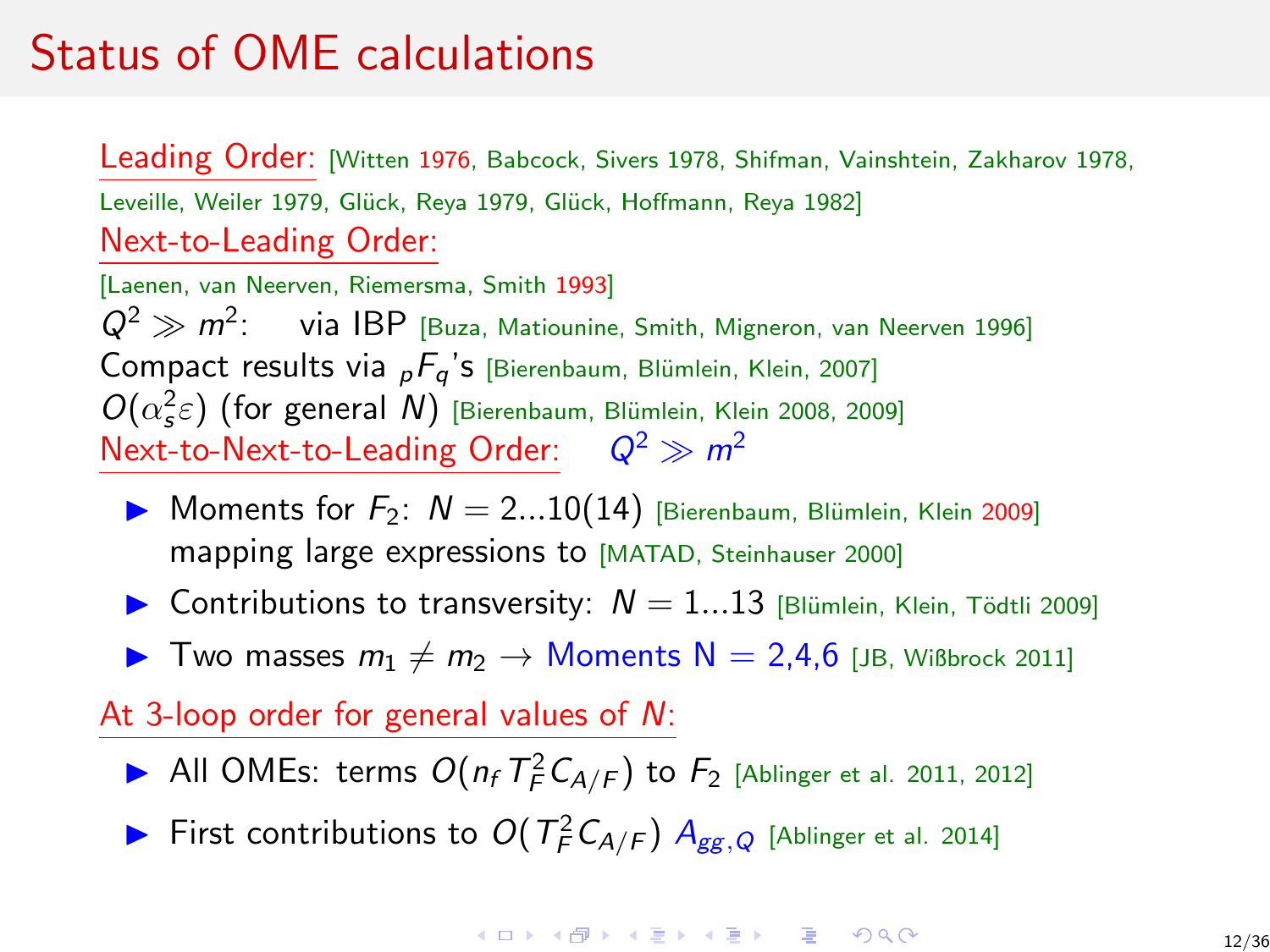# Status of OME calculations

Leading Order: [Witten 1976, Babcock, Sivers 1978, Shifman, Vainshtein, Zakharov 1978, Leveille, Weiler 1979, Glück, Reya 1979, Glück, Hoffmann, Reya 1982]

Next-to-Leading Order:

[Laenen, van Neerven, Riemersma, Smith 1993]

$Q^2 \gg m^2$: via IBP [Buza, Matiounine, Smith, Migneron, van Neerven 1996]

Compact results via ${}_pF_q$'s [Bierenbaum, Blümlein, Klein, 2007]

$O(\alpha_s^2 \varepsilon)$ (for general $N$) [Bierenbaum, Blümlein, Klein 2008, 2009]

Next-to-Next-to-Leading Order: $Q^2 \gg m^2$

- Moments for $F_2$: $N = 2...10(14)$ [Bierenbaum, Blümlein, Klein 2009] mapping large expressions to [MATAD, Steinhauser 2000]
- Contributions to transversity: $N = 1...13$ [Blümlein, Klein, Tödtli 2009]
- Two masses $m_1 \neq m_2 \rightarrow$ Moments N $= 2,4,6$ [JB, Wißbrock 2011]

At 3-loop order for general values of $N$:

- All OMEs: terms $O(n_f T_F^2 C_{A/F})$ to $F_2$ [Ablinger et al. 2011, 2012]
- First contributions to $O(T_F^2 C_{A/F})$ $A_{gg,Q}$ [Ablinger et al. 2014]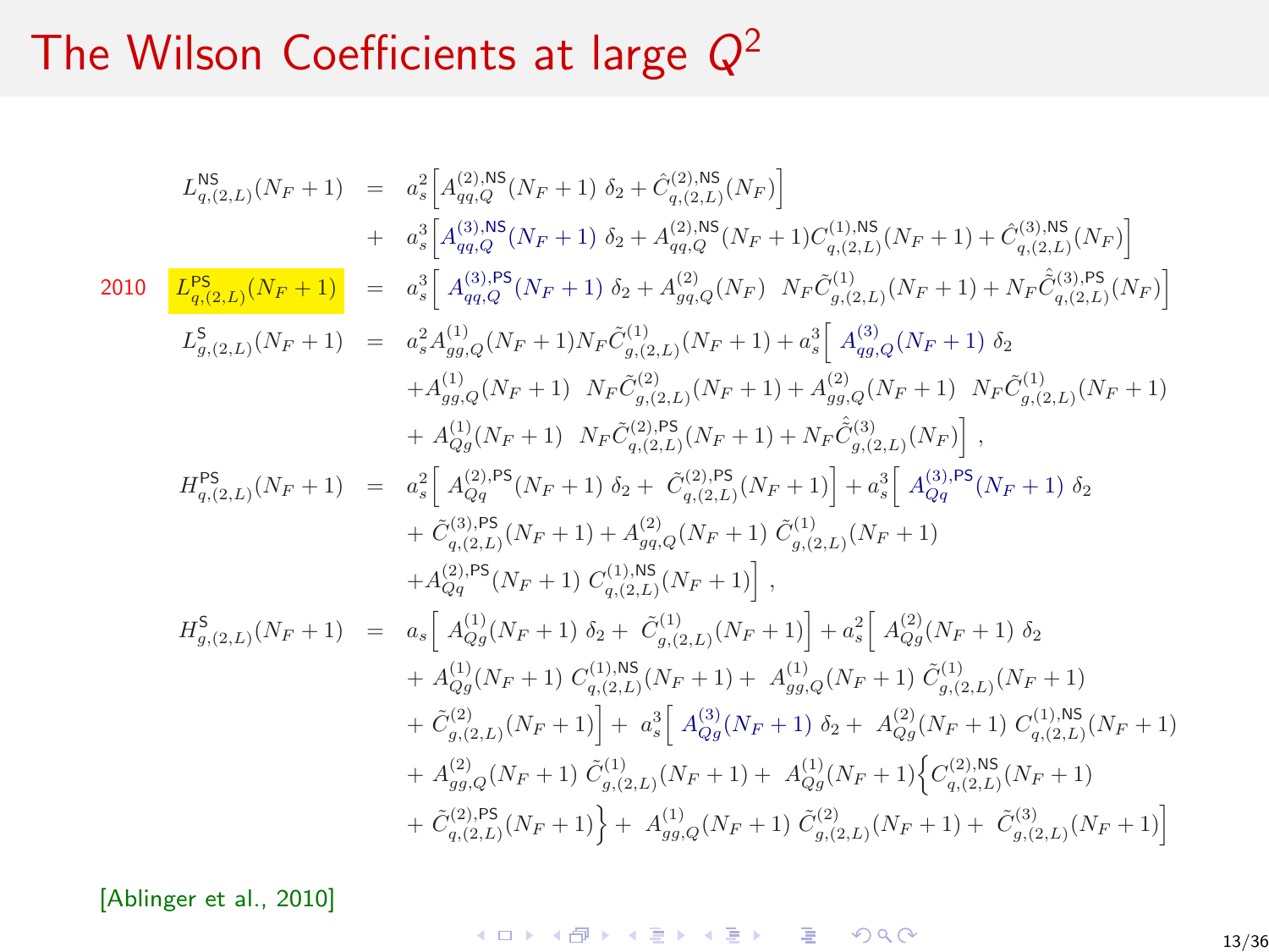# The Wilson Coefficients at large $Q^2$

$$
\begin{aligned}
L_{q,(2,L)}^{\mathsf{NS}}(N_F+1) &= a_s^2\Big[A_{qq,Q}^{(2),\mathsf{NS}}(N_F+1)\ \delta_2 + \hat{C}_{q,(2,L)}^{(2),\mathsf{NS}}(N_F)\Big] \\
&+ a_s^3\Big[A_{qq,Q}^{(3),\mathsf{NS}}(N_F+1)\ \delta_2 + A_{qq,Q}^{(2),\mathsf{NS}}(N_F+1)C_{q,(2,L)}^{(1),\mathsf{NS}}(N_F+1) + \hat{C}_{q,(2,L)}^{(3),\mathsf{NS}}(N_F)\Big]
\end{aligned}
$$

2010

$$
L_{q,(2,L)}^{\mathsf{PS}}(N_F+1) = a_s^3\Big[\ A_{qq,Q}^{(3),\mathsf{PS}}(N_F+1)\ \delta_2 + A_{gq,Q}^{(2)}(N_F)\ \ N_F\tilde{C}_{g,(2,L)}^{(1)}(N_F+1) + N_F\hat{\tilde{C}}_{q,(2,L)}^{(3),\mathsf{PS}}(N_F)\Big]
$$

$$
\begin{aligned}
L_{g,(2,L)}^{\mathsf{S}}(N_F+1) &= a_s^2 A_{gg,Q}^{(1)}(N_F+1)N_F\tilde{C}_{g,(2,L)}^{(1)}(N_F+1) + a_s^3\Big[\ A_{qg,Q}^{(3)}(N_F+1)\ \delta_2 \\
&+A_{gg,Q}^{(1)}(N_F+1)\ \ N_F\tilde{C}_{g,(2,L)}^{(2)}(N_F+1) + A_{gg,Q}^{(2)}(N_F+1)\ \ N_F\tilde{C}_{g,(2,L)}^{(1)}(N_F+1) \\
&+ A_{Qg}^{(1)}(N_F+1)\ \ N_F\tilde{C}_{q,(2,L)}^{(2),\mathsf{PS}}(N_F+1) + N_F\hat{\tilde{C}}_{g,(2,L)}^{(3)}(N_F)\Big]\ ,
\end{aligned}
$$

$$
\begin{aligned}
H_{q,(2,L)}^{\mathsf{PS}}(N_F+1) &= a_s^2\Big[\ A_{Qq}^{(2),\mathsf{PS}}(N_F+1)\ \delta_2 +\ \tilde{C}_{q,(2,L)}^{(2),\mathsf{PS}}(N_F+1)\Big] + a_s^3\Big[\ A_{Qq}^{(3),\mathsf{PS}}(N_F+1)\ \delta_2 \\
&+ \tilde{C}_{q,(2,L)}^{(3),\mathsf{PS}}(N_F+1) + A_{gq,Q}^{(2)}(N_F+1)\ \tilde{C}_{g,(2,L)}^{(1)}(N_F+1) \\
&+A_{Qq}^{(2),\mathsf{PS}}(N_F+1)\ C_{q,(2,L)}^{(1),\mathsf{NS}}(N_F+1)\Big]\ ,
\end{aligned}
$$

$$
\begin{aligned}
H_{g,(2,L)}^{\mathsf{S}}(N_F+1) &= a_s\Big[\ A_{Qg}^{(1)}(N_F+1)\ \delta_2 +\ \tilde{C}_{g,(2,L)}^{(1)}(N_F+1)\Big] + a_s^2\Big[\ A_{Qg}^{(2)}(N_F+1)\ \delta_2 \\
&+ A_{Qg}^{(1)}(N_F+1)\ C_{q,(2,L)}^{(1),\mathsf{NS}}(N_F+1) +\ A_{gg,Q}^{(1)}(N_F+1)\ \tilde{C}_{g,(2,L)}^{(1)}(N_F+1) \\
&+ \tilde{C}_{g,(2,L)}^{(2)}(N_F+1)\Big] +\ a_s^3\Big[\ A_{Qg}^{(3)}(N_F+1)\ \delta_2 +\ A_{Qg}^{(2)}(N_F+1)\ C_{q,(2,L)}^{(1),\mathsf{NS}}(N_F+1) \\
&+ A_{gg,Q}^{(2)}(N_F+1)\ \tilde{C}_{g,(2,L)}^{(1)}(N_F+1) +\ A_{Qg}^{(1)}(N_F+1)\Big\{C_{q,(2,L)}^{(2),\mathsf{NS}}(N_F+1) \\
&+ \tilde{C}_{q,(2,L)}^{(2),\mathsf{PS}}(N_F+1)\Big\} +\ A_{gg,Q}^{(1)}(N_F+1)\ \tilde{C}_{g,(2,L)}^{(2)}(N_F+1) +\ \tilde{C}_{g,(2,L)}^{(3)}(N_F+1)\Big]
\end{aligned}
$$

[Ablinger et al., 2010]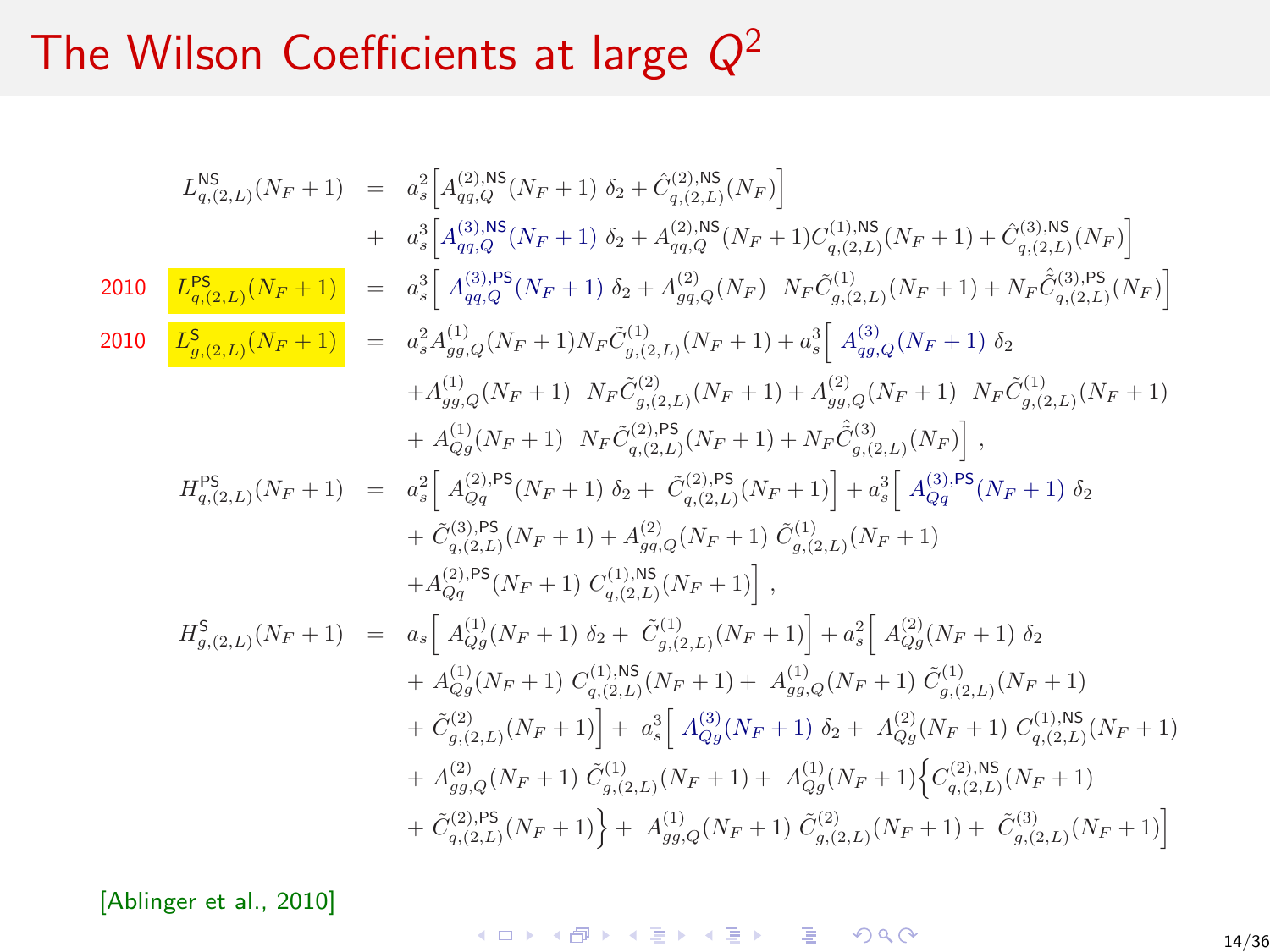# The Wilson Coefficients at large $Q^2$

$$
\begin{aligned}
L_{q,(2,L)}^{\mathsf{NS}}(N_F+1) &= a_s^2\Big[A_{qq,Q}^{(2),\mathsf{NS}}(N_F+1)\ \delta_2 + \hat{C}_{q,(2,L)}^{(2),\mathsf{NS}}(N_F)\Big] \\
&+ a_s^3\Big[A_{qq,Q}^{(3),\mathsf{NS}}(N_F+1)\ \delta_2 + A_{qq,Q}^{(2),\mathsf{NS}}(N_F+1)C_{q,(2,L)}^{(1),\mathsf{NS}}(N_F+1) + \hat{C}_{q,(2,L)}^{(3),\mathsf{NS}}(N_F)\Big]
\end{aligned}
$$

2010

$$
L_{q,(2,L)}^{\mathsf{PS}}(N_F+1) = a_s^3\Big[\ A_{qq,Q}^{(3),\mathsf{PS}}(N_F+1)\ \delta_2 + A_{gq,Q}^{(2)}(N_F)\ \ N_F\tilde{C}_{g,(2,L)}^{(1)}(N_F+1) + N_F\hat{\tilde{C}}_{q,(2,L)}^{(3),\mathsf{PS}}(N_F)\Big]
$$

2010

$$
\begin{aligned}
L_{g,(2,L)}^{\mathsf{S}}(N_F+1) &= a_s^2 A_{gg,Q}^{(1)}(N_F+1)N_F\tilde{C}_{g,(2,L)}^{(1)}(N_F+1) + a_s^3\Big[\ A_{qg,Q}^{(3)}(N_F+1)\ \delta_2 \\
&+A_{gg,Q}^{(1)}(N_F+1)\ \ N_F\tilde{C}_{g,(2,L)}^{(2)}(N_F+1) + A_{gg,Q}^{(2)}(N_F+1)\ \ N_F\tilde{C}_{g,(2,L)}^{(1)}(N_F+1) \\
&+ A_{Qg}^{(1)}(N_F+1)\ \ N_F\tilde{C}_{q,(2,L)}^{(2),\mathsf{PS}}(N_F+1) + N_F\hat{\tilde{C}}_{g,(2,L)}^{(3)}(N_F)\Big]\ ,
\end{aligned}
$$

$$
\begin{aligned}
H_{q,(2,L)}^{\mathsf{PS}}(N_F+1) &= a_s^2\Big[\ A_{Qq}^{(2),\mathsf{PS}}(N_F+1)\ \delta_2 +\ \tilde{C}_{q,(2,L)}^{(2),\mathsf{PS}}(N_F+1)\Big] + a_s^3\Big[\ A_{Qq}^{(3),\mathsf{PS}}(N_F+1)\ \delta_2 \\
&+ \tilde{C}_{q,(2,L)}^{(3),\mathsf{PS}}(N_F+1) + A_{gq,Q}^{(2)}(N_F+1)\ \tilde{C}_{g,(2,L)}^{(1)}(N_F+1) \\
&+A_{Qq}^{(2),\mathsf{PS}}(N_F+1)\ C_{q,(2,L)}^{(1),\mathsf{NS}}(N_F+1)\Big]\ ,
\end{aligned}
$$

$$
\begin{aligned}
H_{g,(2,L)}^{\mathsf{S}}(N_F+1) &= a_s\Big[\ A_{Qg}^{(1)}(N_F+1)\ \delta_2 +\ \tilde{C}_{g,(2,L)}^{(1)}(N_F+1)\Big] + a_s^2\Big[\ A_{Qg}^{(2)}(N_F+1)\ \delta_2 \\
&+ A_{Qg}^{(1)}(N_F+1)\ C_{q,(2,L)}^{(1),\mathsf{NS}}(N_F+1) +\ A_{gg,Q}^{(1)}(N_F+1)\ \tilde{C}_{g,(2,L)}^{(1)}(N_F+1) \\
&+ \tilde{C}_{g,(2,L)}^{(2)}(N_F+1)\Big] +\ a_s^3\Big[\ A_{Qg}^{(3)}(N_F+1)\ \delta_2 +\ A_{Qg}^{(2)}(N_F+1)\ C_{q,(2,L)}^{(1),\mathsf{NS}}(N_F+1) \\
&+ A_{gg,Q}^{(2)}(N_F+1)\ \tilde{C}_{g,(2,L)}^{(1)}(N_F+1) +\ A_{Qg}^{(1)}(N_F+1)\Big\{C_{q,(2,L)}^{(2),\mathsf{NS}}(N_F+1) \\
&+ \tilde{C}_{q,(2,L)}^{(2),\mathsf{PS}}(N_F+1)\Big\} +\ A_{gg,Q}^{(1)}(N_F+1)\ \tilde{C}_{g,(2,L)}^{(2)}(N_F+1) +\ \tilde{C}_{g,(2,L)}^{(3)}(N_F+1)\Big]
\end{aligned}
$$

[Ablinger et al., 2010]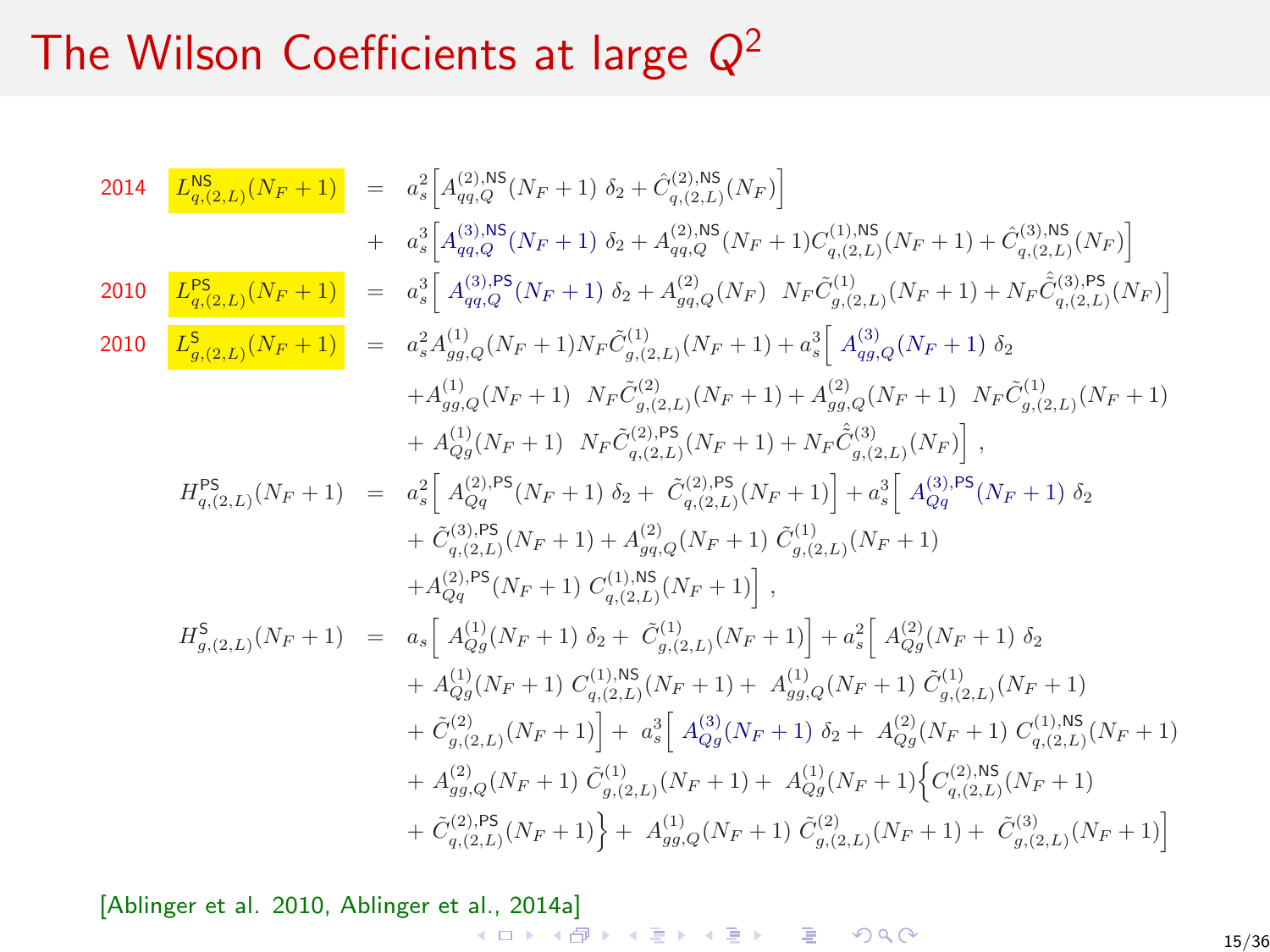# The Wilson Coefficients at large $Q^2$

2014
$$L_{q,(2,L)}^{\mathsf{NS}}(N_F+1) = a_s^2\Big[A_{qq,Q}^{(2),\mathsf{NS}}(N_F+1)\ \delta_2 + \hat{C}_{q,(2,L)}^{(2),\mathsf{NS}}(N_F)\Big] + a_s^3\Big[A_{qq,Q}^{(3),\mathsf{NS}}(N_F+1)\ \delta_2 + A_{qq,Q}^{(2),\mathsf{NS}}(N_F+1)C_{q,(2,L)}^{(1),\mathsf{NS}}(N_F+1) + \hat{C}_{q,(2,L)}^{(3),\mathsf{NS}}(N_F)\Big]$$

2010
$$L_{q,(2,L)}^{\mathsf{PS}}(N_F+1) = a_s^3\Big[\ A_{qq,Q}^{(3),\mathsf{PS}}(N_F+1)\ \delta_2 + A_{gq,Q}^{(2)}(N_F)\ \ N_F\tilde{C}_{g,(2,L)}^{(1)}(N_F+1) + N_F\hat{\tilde{C}}_{q,(2,L)}^{(3),\mathsf{PS}}(N_F)\Big]$$

2010
$$\begin{aligned}
L_{g,(2,L)}^{\mathsf{S}}(N_F+1) &= a_s^2 A_{gg,Q}^{(1)}(N_F+1)N_F\tilde{C}_{g,(2,L)}^{(1)}(N_F+1) + a_s^3\Big[\ A_{qg,Q}^{(3)}(N_F+1)\ \delta_2 \\
&+A_{gg,Q}^{(1)}(N_F+1)\ \ N_F\tilde{C}_{g,(2,L)}^{(2)}(N_F+1) + A_{gg,Q}^{(2)}(N_F+1)\ \ N_F\tilde{C}_{g,(2,L)}^{(1)}(N_F+1) \\
&+\ A_{Qg}^{(1)}(N_F+1)\ \ N_F\tilde{C}_{q,(2,L)}^{(2),\mathsf{PS}}(N_F+1) + N_F\hat{\tilde{C}}_{g,(2,L)}^{(3)}(N_F)\Big]\ ,
\end{aligned}$$

$$\begin{aligned}
H_{q,(2,L)}^{\mathsf{PS}}(N_F+1) &= a_s^2\Big[\ A_{Qq}^{(2),\mathsf{PS}}(N_F+1)\ \delta_2 +\ \tilde{C}_{q,(2,L)}^{(2),\mathsf{PS}}(N_F+1)\Big] + a_s^3\Big[\ A_{Qq}^{(3),\mathsf{PS}}(N_F+1)\ \delta_2 \\
&+\ \tilde{C}_{q,(2,L)}^{(3),\mathsf{PS}}(N_F+1) + A_{gq,Q}^{(2)}(N_F+1)\ \tilde{C}_{g,(2,L)}^{(1)}(N_F+1) \\
&+A_{Qq}^{(2),\mathsf{PS}}(N_F+1)\ C_{q,(2,L)}^{(1),\mathsf{NS}}(N_F+1)\Big]\ ,
\end{aligned}$$

$$\begin{aligned}
H_{g,(2,L)}^{\mathsf{S}}(N_F+1) &= a_s\Big[\ A_{Qg}^{(1)}(N_F+1)\ \delta_2 +\ \tilde{C}_{g,(2,L)}^{(1)}(N_F+1)\Big] + a_s^2\Big[\ A_{Qg}^{(2)}(N_F+1)\ \delta_2 \\
&+\ A_{Qg}^{(1)}(N_F+1)\ C_{q,(2,L)}^{(1),\mathsf{NS}}(N_F+1) +\ A_{gg,Q}^{(1)}(N_F+1)\ \tilde{C}_{g,(2,L)}^{(1)}(N_F+1) \\
&+\ \tilde{C}_{g,(2,L)}^{(2)}(N_F+1)\Big] +\ a_s^3\Big[\ A_{Qg}^{(3)}(N_F+1)\ \delta_2 +\ A_{Qg}^{(2)}(N_F+1)\ C_{q,(2,L)}^{(1),\mathsf{NS}}(N_F+1) \\
&+\ A_{gg,Q}^{(2)}(N_F+1)\ \tilde{C}_{g,(2,L)}^{(1)}(N_F+1) +\ A_{Qg}^{(1)}(N_F+1)\Big\{C_{q,(2,L)}^{(2),\mathsf{NS}}(N_F+1) \\
&+\ \tilde{C}_{q,(2,L)}^{(2),\mathsf{PS}}(N_F+1)\Big\} +\ A_{gg,Q}^{(1)}(N_F+1)\ \tilde{C}_{g,(2,L)}^{(2)}(N_F+1) +\ \tilde{C}_{g,(2,L)}^{(3)}(N_F+1)\Big]
\end{aligned}$$

[Ablinger et al. 2010, Ablinger et al., 2014a]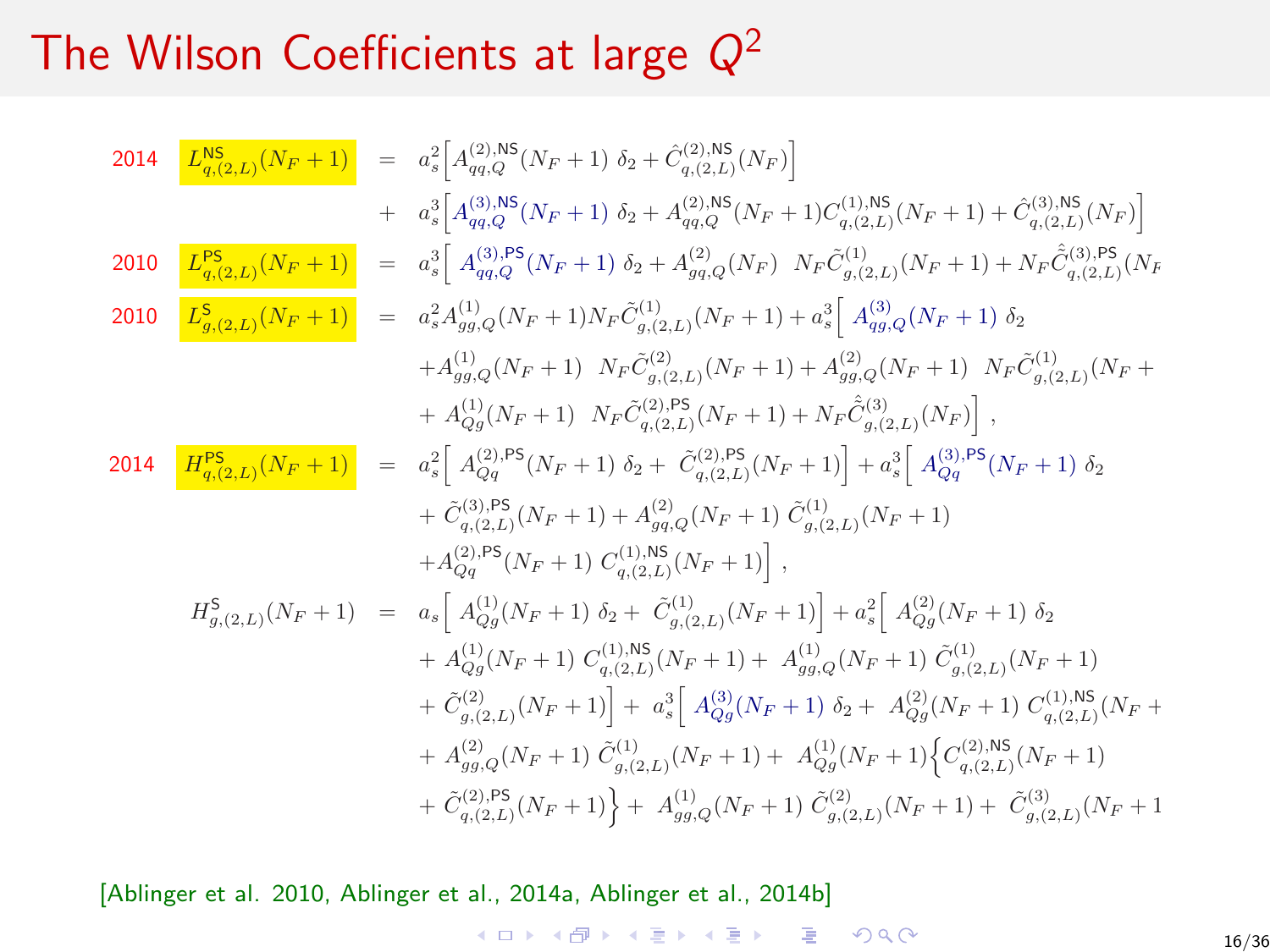# The Wilson Coefficients at large $Q^2$

2014
$$L^{\mathsf{NS}}_{q,(2,L)}(N_F+1) = a_s^2\Big[A^{(2),\mathsf{NS}}_{qq,Q}(N_F+1)\;\delta_2 + \hat{C}^{(2),\mathsf{NS}}_{q,(2,L)}(N_F)\Big] + a_s^3\Big[A^{(3),\mathsf{NS}}_{qq,Q}(N_F+1)\;\delta_2 + A^{(2),\mathsf{NS}}_{qq,Q}(N_F+1)C^{(1),\mathsf{NS}}_{q,(2,L)}(N_F+1) + \hat{C}^{(3),\mathsf{NS}}_{q,(2,L)}(N_F)\Big]$$

2010
$$L^{\mathsf{PS}}_{q,(2,L)}(N_F+1) = a_s^3\Big[\;A^{(3),\mathsf{PS}}_{qq,Q}(N_F+1)\;\delta_2 + A^{(2)}_{gq,Q}(N_F)\;\;N_F\tilde{C}^{(1)}_{g,(2,L)}(N_F+1) + N_F\hat{\tilde{C}}^{(3),\mathsf{PS}}_{q,(2,L)}(N_F$$

2010
$$L^{\mathsf{S}}_{g,(2,L)}(N_F+1) = a_s^2 A^{(1)}_{gg,Q}(N_F+1)N_F\tilde{C}^{(1)}_{g,(2,L)}(N_F+1) + a_s^3\Big[\;A^{(3)}_{qg,Q}(N_F+1)\;\delta_2 + A^{(1)}_{gg,Q}(N_F+1)\;\;N_F\tilde{C}^{(2)}_{g,(2,L)}(N_F+1) + A^{(2)}_{gg,Q}(N_F+1)\;\;N_F\tilde{C}^{(1)}_{g,(2,L)}(N_F+ + A^{(1)}_{Qg}(N_F+1)\;\;N_F\tilde{C}^{(2),\mathsf{PS}}_{q,(2,L)}(N_F+1) + N_F\hat{\tilde{C}}^{(3)}_{g,(2,L)}(N_F)\Big]\;,$$

2014
$$H^{\mathsf{PS}}_{q,(2,L)}(N_F+1) = a_s^2\Big[\;A^{(2),\mathsf{PS}}_{Qq}(N_F+1)\;\delta_2 + \;\tilde{C}^{(2),\mathsf{PS}}_{q,(2,L)}(N_F+1)\Big] + a_s^3\Big[\;A^{(3),\mathsf{PS}}_{Qq}(N_F+1)\;\delta_2 + \tilde{C}^{(3),\mathsf{PS}}_{q,(2,L)}(N_F+1) + A^{(2)}_{gq,Q}(N_F+1)\;\tilde{C}^{(1)}_{g,(2,L)}(N_F+1) + A^{(2),\mathsf{PS}}_{Qq}(N_F+1)\;C^{(1),\mathsf{NS}}_{q,(2,L)}(N_F+1)\Big]\;,$$

$$H^{\mathsf{S}}_{g,(2,L)}(N_F+1) = a_s\Big[\;A^{(1)}_{Qg}(N_F+1)\;\delta_2 + \;\tilde{C}^{(1)}_{g,(2,L)}(N_F+1)\Big] + a_s^2\Big[\;A^{(2)}_{Qg}(N_F+1)\;\delta_2 + A^{(1)}_{Qg}(N_F+1)\;C^{(1),\mathsf{NS}}_{q,(2,L)}(N_F+1) + \;A^{(1)}_{gg,Q}(N_F+1)\;\tilde{C}^{(1)}_{g,(2,L)}(N_F+1) + \tilde{C}^{(2)}_{g,(2,L)}(N_F+1)\Big] + \;a_s^3\Big[\;A^{(3)}_{Qg}(N_F+1)\;\delta_2 + \;A^{(2)}_{Qg}(N_F+1)\;C^{(1),\mathsf{NS}}_{q,(2,L)}(N_F+ + A^{(2)}_{gg,Q}(N_F+1)\;\tilde{C}^{(1)}_{g,(2,L)}(N_F+1) + \;A^{(1)}_{Qg}(N_F+1)\Big\{C^{(2),\mathsf{NS}}_{q,(2,L)}(N_F+1) + \tilde{C}^{(2),\mathsf{PS}}_{q,(2,L)}(N_F+1)\Big\} + \;A^{(1)}_{gg,Q}(N_F+1)\;\tilde{C}^{(2)}_{g,(2,L)}(N_F+1) + \;\tilde{C}^{(3)}_{g,(2,L)}(N_F+1$$

[Ablinger et al. 2010, Ablinger et al., 2014a, Ablinger et al., 2014b]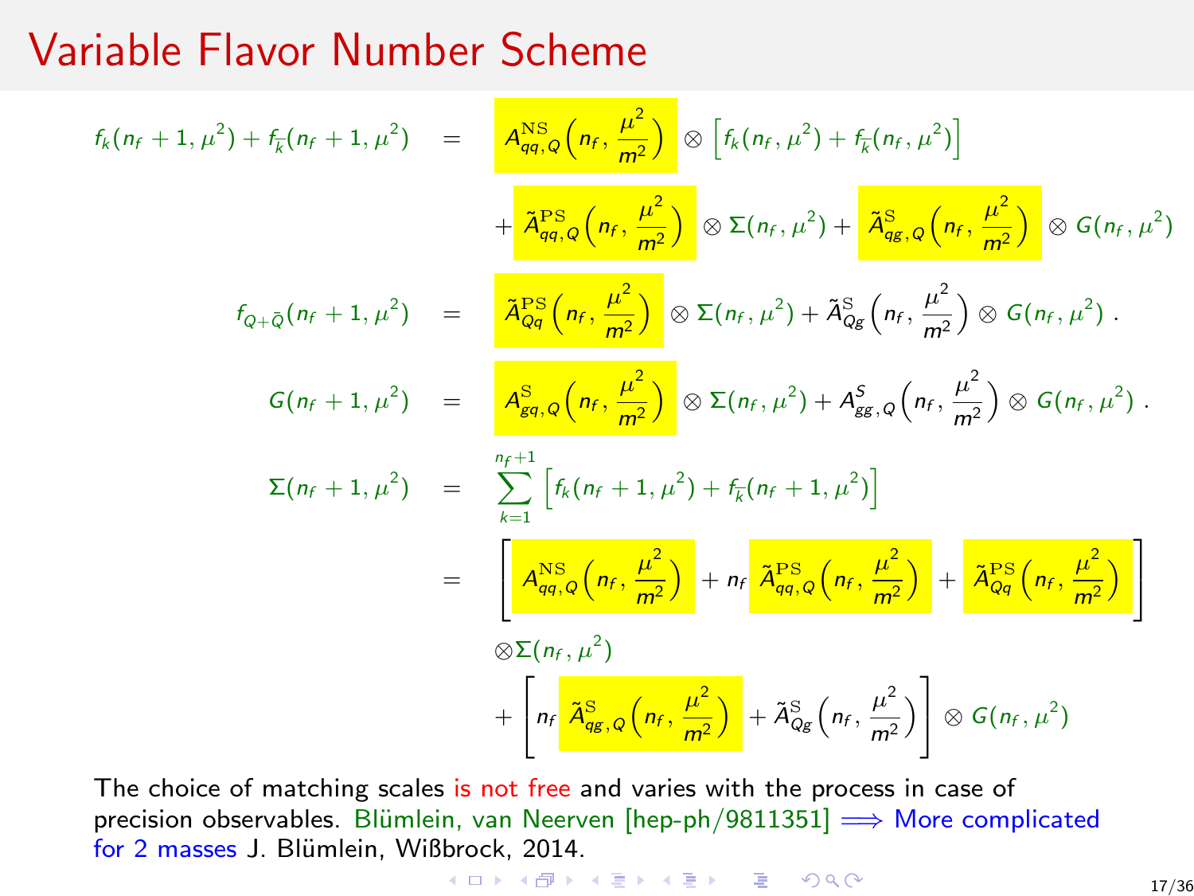# Variable Flavor Number Scheme

$$
\begin{aligned}
f_k(n_f+1,\mu^2) + f_{\overline{k}}(n_f+1,\mu^2) &= A_{qq,Q}^{\rm NS}\left(n_f,\frac{\mu^2}{m^2}\right) \otimes \left[f_k(n_f,\mu^2) + f_{\overline{k}}(n_f,\mu^2)\right] \\
&\quad + \tilde{A}_{qq,Q}^{\rm PS}\left(n_f,\frac{\mu^2}{m^2}\right) \otimes \Sigma(n_f,\mu^2) + \tilde{A}_{qg,Q}^{\rm S}\left(n_f,\frac{\mu^2}{m^2}\right) \otimes G(n_f,\mu^2) \\
f_{Q+\bar{Q}}(n_f+1,\mu^2) &= \tilde{A}_{Qq}^{\rm PS}\left(n_f,\frac{\mu^2}{m^2}\right) \otimes \Sigma(n_f,\mu^2) + \tilde{A}_{Qg}^{\rm S}\left(n_f,\frac{\mu^2}{m^2}\right) \otimes G(n_f,\mu^2)\,. \\
G(n_f+1,\mu^2) &= A_{gq,Q}^{\rm S}\left(n_f,\frac{\mu^2}{m^2}\right) \otimes \Sigma(n_f,\mu^2) + A_{gg,Q}^{S}\left(n_f,\frac{\mu^2}{m^2}\right) \otimes G(n_f,\mu^2)\,. \\
\Sigma(n_f+1,\mu^2) &= \sum_{k=1}^{n_f+1}\left[f_k(n_f+1,\mu^2) + f_{\overline{k}}(n_f+1,\mu^2)\right] \\
&= \left[A_{qq,Q}^{\rm NS}\left(n_f,\frac{\mu^2}{m^2}\right) + n_f\,\tilde{A}_{qq,Q}^{\rm PS}\left(n_f,\frac{\mu^2}{m^2}\right) + \tilde{A}_{Qq}^{\rm PS}\left(n_f,\frac{\mu^2}{m^2}\right)\right] \\
&\quad \otimes \Sigma(n_f,\mu^2) \\
&\quad + \left[n_f\,\tilde{A}_{qg,Q}^{\rm S}\left(n_f,\frac{\mu^2}{m^2}\right) + \tilde{A}_{Qg}^{\rm S}\left(n_f,\frac{\mu^2}{m^2}\right)\right] \otimes G(n_f,\mu^2)
\end{aligned}
$$

The choice of matching scales is not free and varies with the process in case of precision observables. Blümlein, van Neerven [hep-ph/9811351] $\Longrightarrow$ More complicated for 2 masses J. Blümlein, Wißbrock, 2014.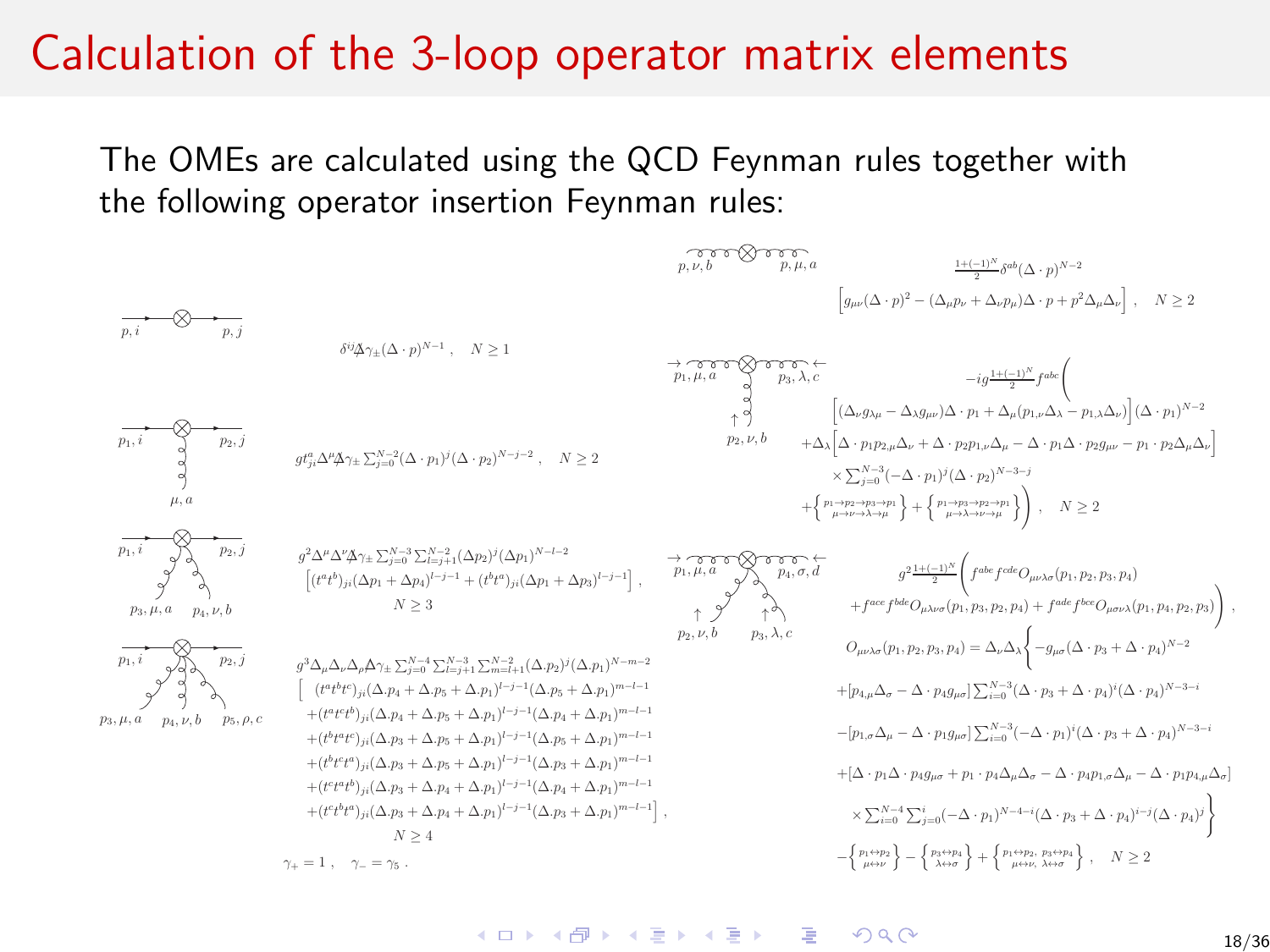# Calculation of the 3-loop operator matrix elements

The OMEs are calculated using the QCD Feynman rules together with the following operator insertion Feynman rules:

Quark–quark ($p, i \to p, j$):

$$\delta^{ij} \Delta\!\!\!/ \gamma_\pm (\Delta \cdot p)^{N-1}, \quad N \geq 1$$

Quark–quark–gluon ($p_1, i$; $p_2, j$; $\mu, a$):

$$g t^a_{ji} \Delta^\mu \Delta\!\!\!/ \gamma_\pm \sum_{j=0}^{N-2} (\Delta \cdot p_1)^j (\Delta \cdot p_2)^{N-j-2}, \quad N \geq 2$$

Quark–quark–2 gluons ($p_1, i$; $p_2, j$; $p_3, \mu, a$; $p_4, \nu, b$):

$$g^2 \Delta^\mu \Delta^\nu \Delta\!\!\!/ \gamma_\pm \sum_{j=0}^{N-3} \sum_{l=j+1}^{N-2} (\Delta p_2)^j (\Delta p_1)^{N-l-2} \left[ (t^a t^b)_{ji} (\Delta p_1 + \Delta p_4)^{l-j-1} + (t^b t^a)_{ji} (\Delta p_1 + \Delta p_3)^{l-j-1} \right], \quad N \geq 3$$

Quark–quark–3 gluons ($p_1, i$; $p_2, j$; $p_3, \mu, a$; $p_4, \nu, b$; $p_5, \rho, c$):

$$
\begin{aligned}
& g^3 \Delta_\mu \Delta_\nu \Delta_\rho \Delta\!\!\!/ \gamma_\pm \sum_{j=0}^{N-4} \sum_{l=j+1}^{N-3} \sum_{m=l+1}^{N-2} (\Delta.p_2)^j (\Delta.p_1)^{N-m-2} \\
& \Big[ (t^a t^b t^c)_{ji} (\Delta.p_4 + \Delta.p_5 + \Delta.p_1)^{l-j-1} (\Delta.p_5 + \Delta.p_1)^{m-l-1} \\
& + (t^a t^c t^b)_{ji} (\Delta.p_4 + \Delta.p_5 + \Delta.p_1)^{l-j-1} (\Delta.p_4 + \Delta.p_1)^{m-l-1} \\
& + (t^b t^a t^c)_{ji} (\Delta.p_3 + \Delta.p_5 + \Delta.p_1)^{l-j-1} (\Delta.p_5 + \Delta.p_1)^{m-l-1} \\
& + (t^b t^c t^a)_{ji} (\Delta.p_3 + \Delta.p_5 + \Delta.p_1)^{l-j-1} (\Delta.p_3 + \Delta.p_1)^{m-l-1} \\
& + (t^c t^a t^b)_{ji} (\Delta.p_3 + \Delta.p_4 + \Delta.p_1)^{l-j-1} (\Delta.p_4 + \Delta.p_1)^{m-l-1} \\
& + (t^c t^b t^a)_{ji} (\Delta.p_3 + \Delta.p_4 + \Delta.p_1)^{l-j-1} (\Delta.p_3 + \Delta.p_1)^{m-l-1} \Big], \quad N \geq 4
\end{aligned}
$$

$$\gamma_+ = 1, \quad \gamma_- = \gamma_5.$$

Gluon–gluon ($p, \nu, b$; $p, \mu, a$):

$$\frac{1+(-1)^N}{2} \delta^{ab} (\Delta \cdot p)^{N-2} \left[ g_{\mu\nu} (\Delta \cdot p)^2 - (\Delta_\mu p_\nu + \Delta_\nu p_\mu) \Delta \cdot p + p^2 \Delta_\mu \Delta_\nu \right], \quad N \geq 2$$

Three gluons ($p_1, \mu, a$; $p_2, \nu, b$; $p_3, \lambda, c$):

$$
\begin{aligned}
& -ig \frac{1+(-1)^N}{2} f^{abc} \Bigg( \left[ (\Delta_\nu g_{\lambda\mu} - \Delta_\lambda g_{\mu\nu}) \Delta \cdot p_1 + \Delta_\mu (p_{1,\nu} \Delta_\lambda - p_{1,\lambda} \Delta_\nu) \right] (\Delta \cdot p_1)^{N-2} \\
& + \Delta_\lambda \left[ \Delta \cdot p_1 p_{2,\mu} \Delta_\nu + \Delta \cdot p_2 p_{1,\nu} \Delta_\mu - \Delta \cdot p_1 \Delta \cdot p_2 g_{\mu\nu} - p_1 \cdot p_2 \Delta_\mu \Delta_\nu \right] \\
& \times \sum_{j=0}^{N-3} (-\Delta \cdot p_1)^j (\Delta \cdot p_2)^{N-3-j} \\
& + \left\{ {p_1 \to p_2 \to p_3 \to p_1 \atop \mu \to \nu \to \lambda \to \mu} \right\} + \left\{ {p_1 \to p_3 \to p_2 \to p_1 \atop \mu \to \lambda \to \nu \to \mu} \right\} \Bigg), \quad N \geq 2
\end{aligned}
$$

Four gluons ($p_1, \mu, a$; $p_2, \nu, b$; $p_3, \lambda, c$; $p_4, \sigma, d$):

$$
g^2 \frac{1+(-1)^N}{2} \Big( f^{abe} f^{cde} O_{\mu\nu\lambda\sigma}(p_1, p_2, p_3, p_4) + f^{ace} f^{bde} O_{\mu\lambda\nu\sigma}(p_1, p_3, p_2, p_4) + f^{ade} f^{bce} O_{\mu\sigma\nu\lambda}(p_1, p_4, p_2, p_3) \Big),
$$

$$
\begin{aligned}
O_{\mu\nu\lambda\sigma}(p_1, p_2, p_3, p_4) = \; & \Delta_\nu \Delta_\lambda \Big\{ -g_{\mu\sigma} (\Delta \cdot p_3 + \Delta \cdot p_4)^{N-2} \\
& + [p_{4,\mu} \Delta_\sigma - \Delta \cdot p_4 g_{\mu\sigma}] \sum_{i=0}^{N-3} (\Delta \cdot p_3 + \Delta \cdot p_4)^i (\Delta \cdot p_4)^{N-3-i} \\
& - [p_{1,\sigma} \Delta_\mu - \Delta \cdot p_1 g_{\mu\sigma}] \sum_{i=0}^{N-3} (-\Delta \cdot p_1)^i (\Delta \cdot p_3 + \Delta \cdot p_4)^{N-3-i} \\
& + [\Delta \cdot p_1 \Delta \cdot p_4 g_{\mu\sigma} + p_1 \cdot p_4 \Delta_\mu \Delta_\sigma - \Delta \cdot p_4 p_{1,\sigma} \Delta_\mu - \Delta \cdot p_1 p_{4,\mu} \Delta_\sigma] \\
& \times \sum_{i=0}^{N-4} \sum_{j=0}^{i} (-\Delta \cdot p_1)^{N-4-i} (\Delta \cdot p_3 + \Delta \cdot p_4)^{i-j} (\Delta \cdot p_4)^j \Big\} \\
& - \left\{ {p_1 \leftrightarrow p_2 \atop \mu \leftrightarrow \nu} \right\} - \left\{ {p_3 \leftrightarrow p_4 \atop \lambda \leftrightarrow \sigma} \right\} + \left\{ {p_1 \leftrightarrow p_2, \; p_3 \leftrightarrow p_4 \atop \mu \leftrightarrow \nu, \; \lambda \leftrightarrow \sigma} \right\}, \quad N \geq 2
\end{aligned}
$$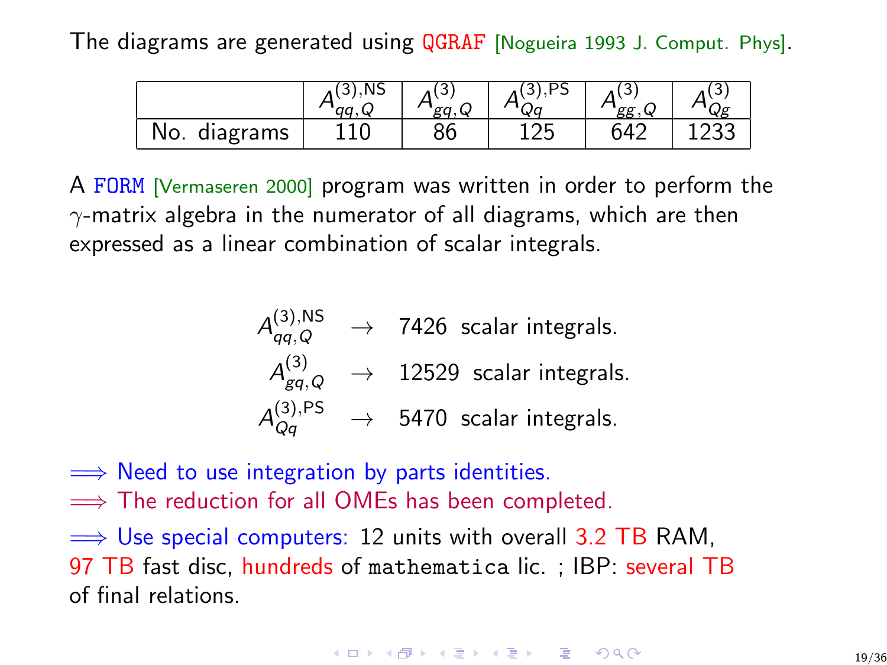The diagrams are generated using QGRAF [Nogueira 1993 J. Comput. Phys].

| | $A_{qq,Q}^{(3),\mathrm{NS}}$ | $A_{gq,Q}^{(3)}$ | $A_{Qq}^{(3),\mathrm{PS}}$ | $A_{gg,Q}^{(3)}$ | $A_{Qg}^{(3)}$ |
|---|---|---|---|---|---|
| No. diagrams | 110 | 86 | 125 | 642 | 1233 |

A FORM [Vermaseren 2000] program was written in order to perform the $\gamma$-matrix algebra in the numerator of all diagrams, which are then expressed as a linear combination of scalar integrals.

$$
\begin{aligned}
A_{qq,Q}^{(3),\mathrm{NS}} &\rightarrow \quad 7426 \text{ scalar integrals.} \\
A_{gq,Q}^{(3)} &\rightarrow \quad 12529 \text{ scalar integrals.} \\
A_{Qq}^{(3),\mathrm{PS}} &\rightarrow \quad 5470 \text{ scalar integrals.}
\end{aligned}
$$

$\Longrightarrow$ Need to use integration by parts identities.
$\Longrightarrow$ The reduction for all OMEs has been completed.

$\Longrightarrow$ Use special computers: 12 units with overall 3.2 TB RAM, 97 TB fast disc, hundreds of `mathematica` lic. ; IBP: several TB of final relations.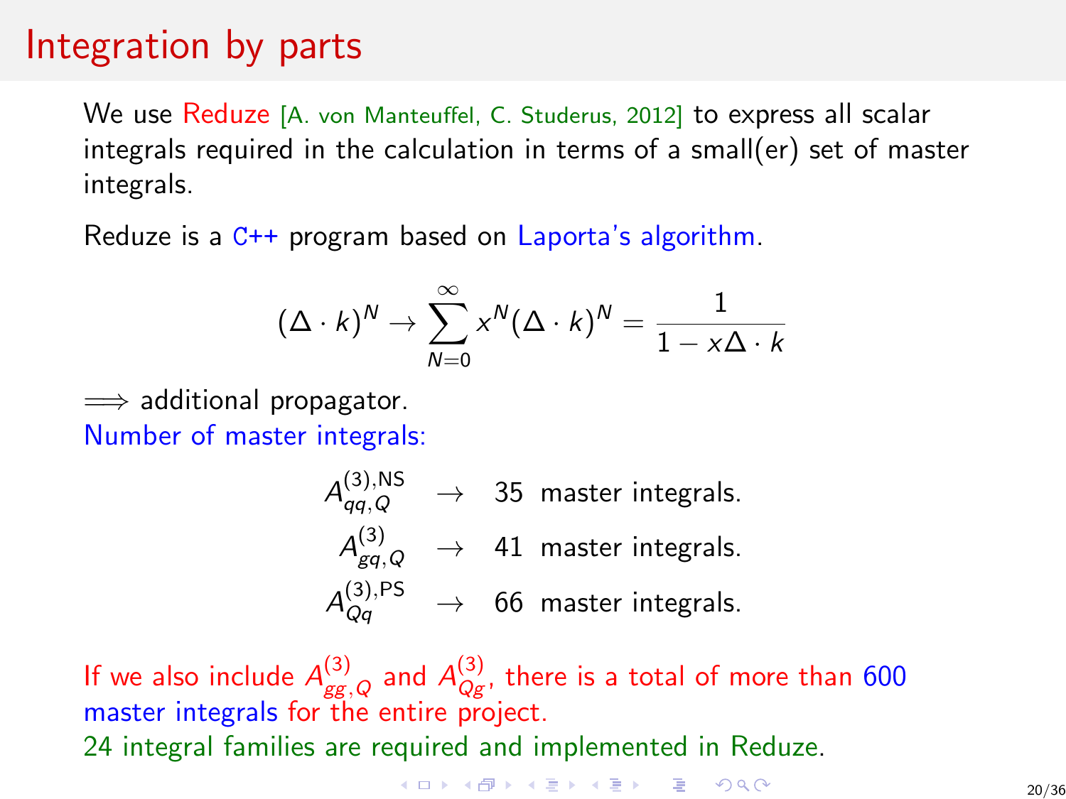# Integration by parts

We use Reduze [A. von Manteuffel, C. Studerus, 2012] to express all scalar integrals required in the calculation in terms of a small(er) set of master integrals.

Reduze is a C++ program based on Laporta's algorithm.

$$(\Delta \cdot k)^N \to \sum_{N=0}^{\infty} x^N (\Delta \cdot k)^N = \frac{1}{1 - x\Delta \cdot k}$$

$\Longrightarrow$ additional propagator.

Number of master integrals:

$$\begin{aligned} A_{qq,Q}^{(3),\mathrm{NS}} &\to \quad 35 \ \text{master integrals.} \\ A_{gq,Q}^{(3)} &\to \quad 41 \ \text{master integrals.} \\ A_{Qq}^{(3),\mathrm{PS}} &\to \quad 66 \ \text{master integrals.} \end{aligned}$$

If we also include $A_{gg,Q}^{(3)}$ and $A_{Qg}^{(3)}$, there is a total of more than 600 master integrals for the entire project.

24 integral families are required and implemented in Reduze.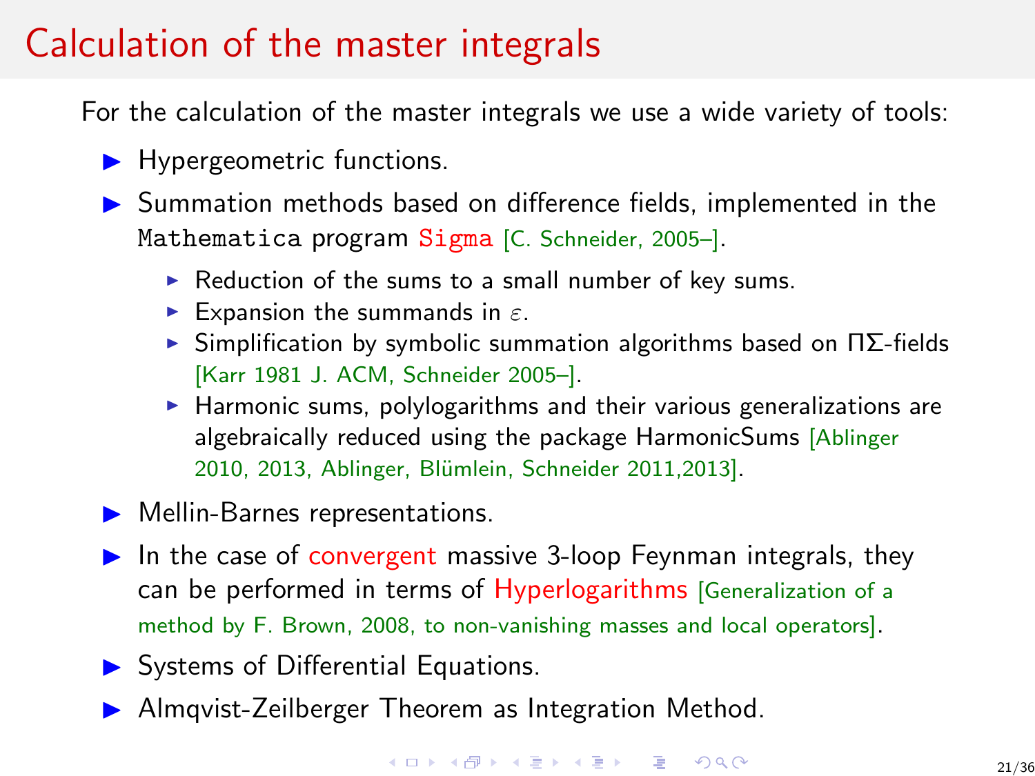# Calculation of the master integrals

For the calculation of the master integrals we use a wide variety of tools:

- Hypergeometric functions.
- Summation methods based on difference fields, implemented in the `Mathematica` program `Sigma` [C. Schneider, 2005–].
  - Reduction of the sums to a small number of key sums.
  - Expansion the summands in $\varepsilon$.
  - Simplification by symbolic summation algorithms based on $\Pi\Sigma$-fields [Karr 1981 J. ACM, Schneider 2005–].
  - Harmonic sums, polylogarithms and their various generalizations are algebraically reduced using the package HarmonicSums [Ablinger 2010, 2013, Ablinger, Blümlein, Schneider 2011,2013].
- Mellin-Barnes representations.
- In the case of convergent massive 3-loop Feynman integrals, they can be performed in terms of Hyperlogarithms [Generalization of a method by F. Brown, 2008, to non-vanishing masses and local operators].
- Systems of Differential Equations.
- Almqvist-Zeilberger Theorem as Integration Method.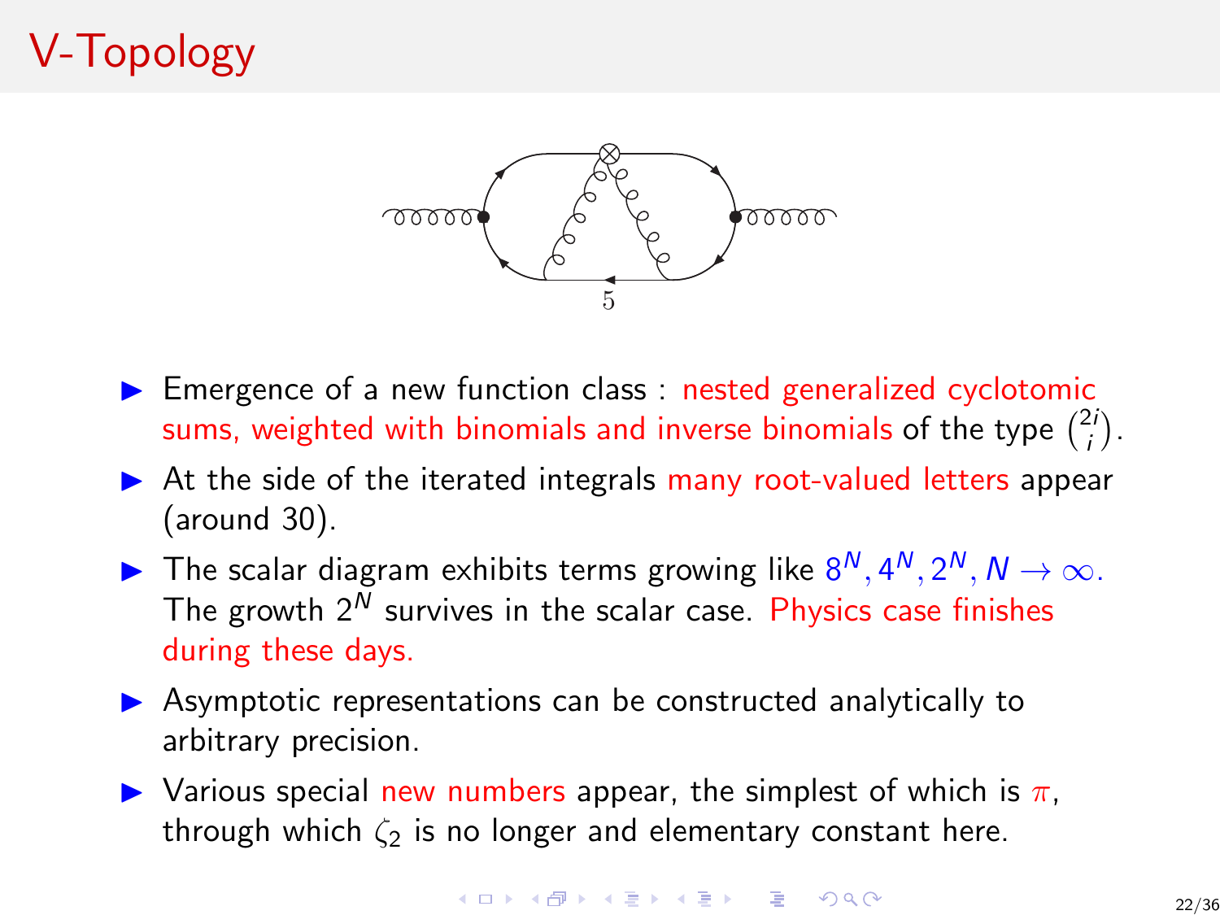# V-Topology

- Emergence of a new function class : nested generalized cyclotomic sums, weighted with binomials and inverse binomials of the type $\binom{2i}{i}$.
- At the side of the iterated integrals many root-valued letters appear (around 30).
- The scalar diagram exhibits terms growing like $8^N, 4^N, 2^N, N \to \infty$. The growth $2^N$ survives in the scalar case. Physics case finishes during these days.
- Asymptotic representations can be constructed analytically to arbitrary precision.
- Various special new numbers appear, the simplest of which is $\pi$, through which $\zeta_2$ is no longer and elementary constant here.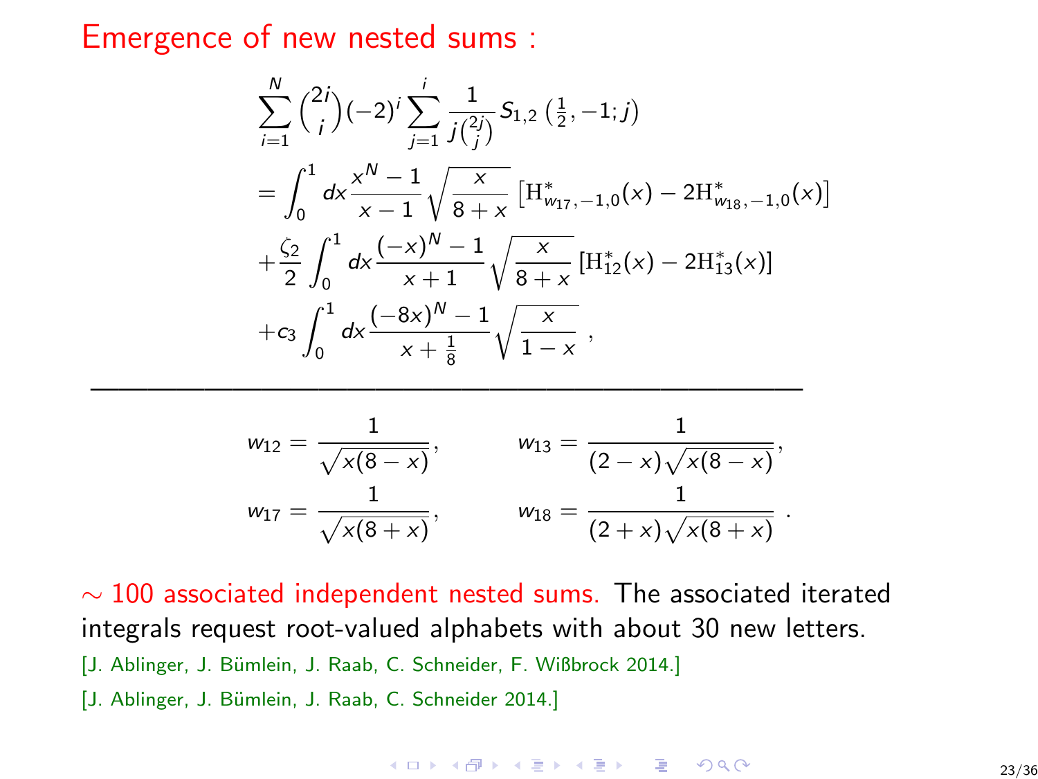# Emergence of new nested sums :

$$
\sum_{i=1}^{N} \binom{2i}{i} (-2)^i \sum_{j=1}^{i} \frac{1}{j\binom{2j}{j}} S_{1,2}\left(\tfrac{1}{2}, -1; j\right)
$$

$$
= \int_0^1 dx \frac{x^N - 1}{x - 1} \sqrt{\frac{x}{8+x}} \left[ \mathrm{H}^*_{w_{17},-1,0}(x) - 2\mathrm{H}^*_{w_{18},-1,0}(x) \right]
$$

$$
+ \frac{\zeta_2}{2} \int_0^1 dx \frac{(-x)^N - 1}{x+1} \sqrt{\frac{x}{8+x}} \left[ \mathrm{H}^*_{12}(x) - 2\mathrm{H}^*_{13}(x) \right]
$$

$$
+ c_3 \int_0^1 dx \frac{(-8x)^N - 1}{x + \frac{1}{8}} \sqrt{\frac{x}{1-x}} \ ,
$$

---

$$
w_{12} = \frac{1}{\sqrt{x(8-x)}}, \qquad w_{13} = \frac{1}{(2-x)\sqrt{x(8-x)}},
$$

$$
w_{17} = \frac{1}{\sqrt{x(8+x)}}, \qquad w_{18} = \frac{1}{(2+x)\sqrt{x(8+x)}} \ .
$$

$\sim 100$ associated independent nested sums. The associated iterated integrals request root-valued alphabets with about 30 new letters.

[J. Ablinger, J. Bümlein, J. Raab, C. Schneider, F. Wißbrock 2014.]

[J. Ablinger, J. Bümlein, J. Raab, C. Schneider 2014.]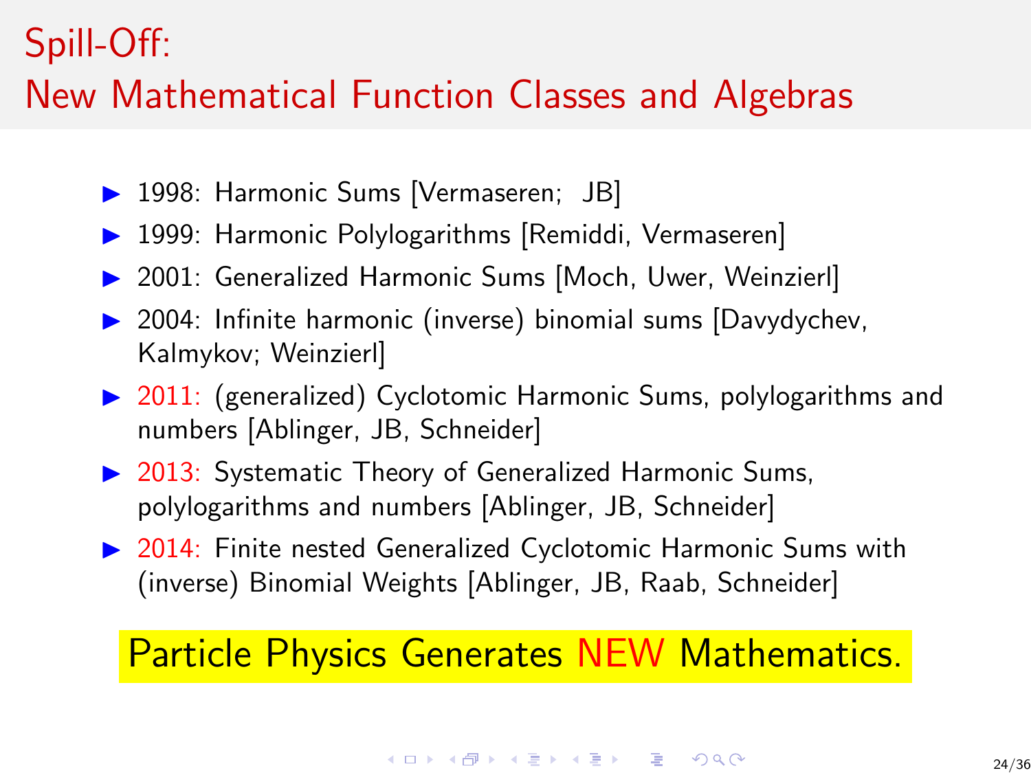# Spill-Off: New Mathematical Function Classes and Algebras

- 1998: Harmonic Sums [Vermaseren; JB]
- 1999: Harmonic Polylogarithms [Remiddi, Vermaseren]
- 2001: Generalized Harmonic Sums [Moch, Uwer, Weinzierl]
- 2004: Infinite harmonic (inverse) binomial sums [Davydychev, Kalmykov; Weinzierl]
- 2011: (generalized) Cyclotomic Harmonic Sums, polylogarithms and numbers [Ablinger, JB, Schneider]
- 2013: Systematic Theory of Generalized Harmonic Sums, polylogarithms and numbers [Ablinger, JB, Schneider]
- 2014: Finite nested Generalized Cyclotomic Harmonic Sums with (inverse) Binomial Weights [Ablinger, JB, Raab, Schneider]

**Particle Physics Generates NEW Mathematics.**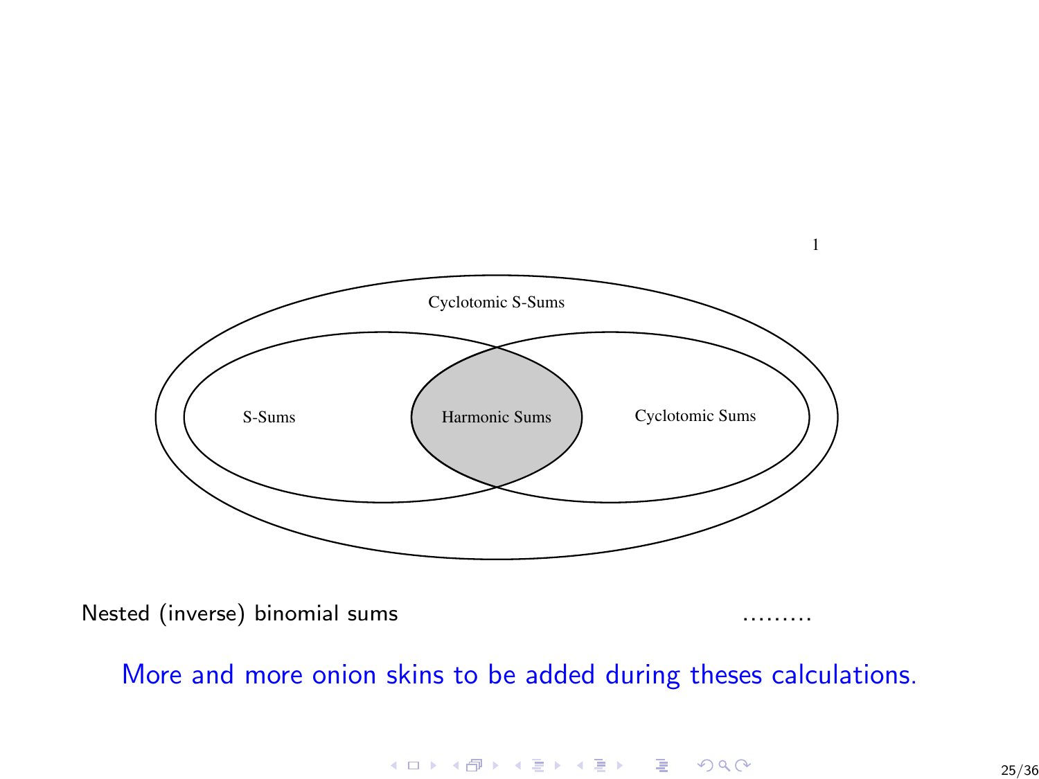1

Cyclotomic S-Sums

S-Sums

Harmonic Sums

Cyclotomic Sums

Nested (inverse) binomial sums ………

More and more onion skins to be added during theses calculations.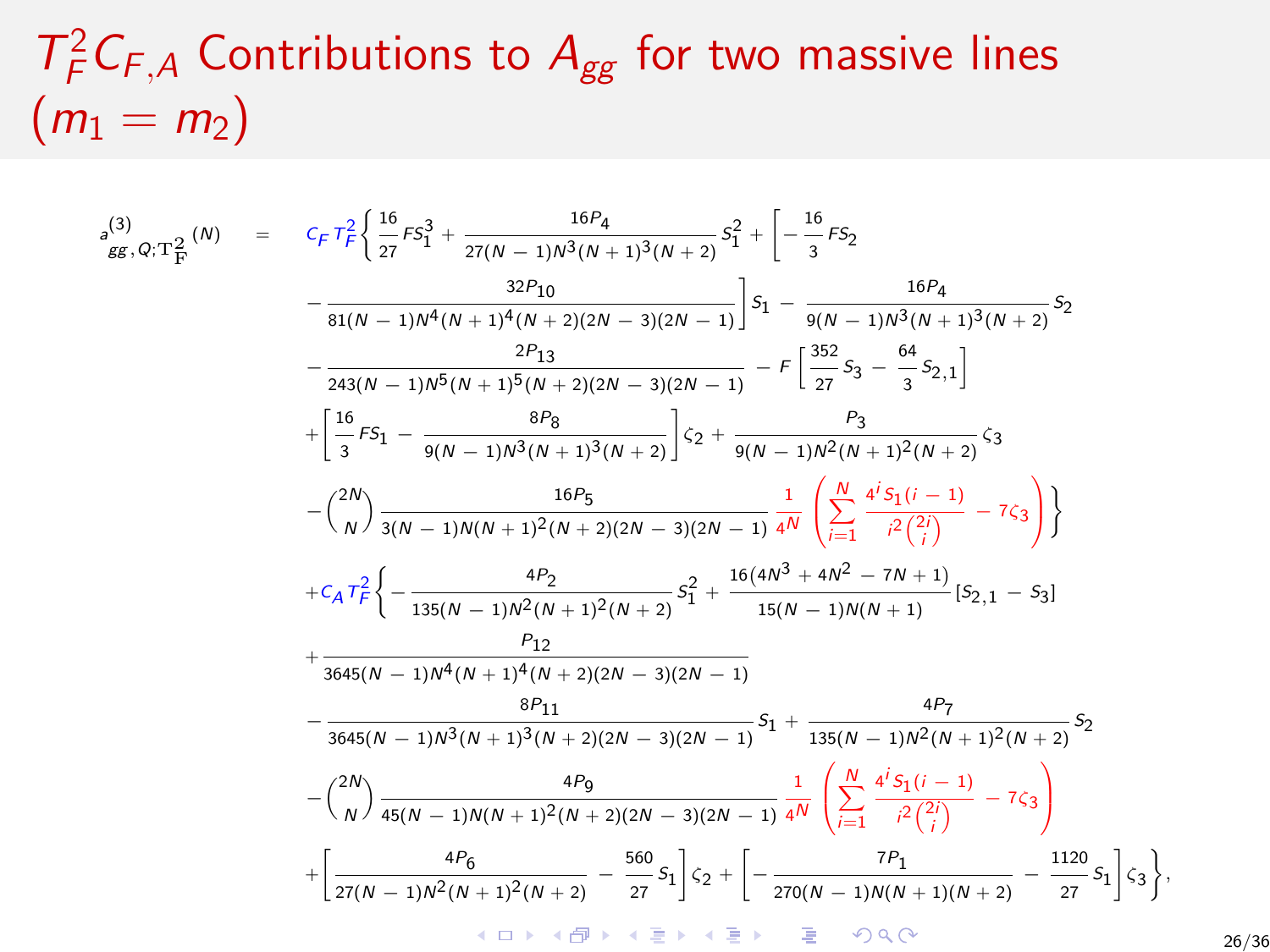# $T_F^2 C_{F,A}$ Contributions to $A_{gg}$ for two massive lines $(m_1 = m_2)$

$$
\begin{aligned}
a^{(3)}_{gg,Q;\mathrm{T}_F^2}(N) \quad = \quad & C_F T_F^2 \Biggl\{ \frac{16}{27} F S_1^3 + \frac{16 P_4}{27(N-1)N^3(N+1)^3(N+2)} S_1^2 + \Biggl[ -\frac{16}{3} F S_2 \\
& - \frac{32 P_{10}}{81(N-1)N^4(N+1)^4(N+2)(2N-3)(2N-1)} \Biggr] S_1 - \frac{16 P_4}{9(N-1)N^3(N+1)^3(N+2)} S_2 \\
& - \frac{2 P_{13}}{243(N-1)N^5(N+1)^5(N+2)(2N-3)(2N-1)} - F \left[ \frac{352}{27} S_3 - \frac{64}{3} S_{2,1} \right] \\
& + \left[ \frac{16}{3} F S_1 - \frac{8 P_8}{9(N-1)N^3(N+1)^3(N+2)} \right] \zeta_2 + \frac{P_3}{9(N-1)N^2(N+1)^2(N+2)} \zeta_3 \\
& - \binom{2N}{N} \frac{16 P_5}{3(N-1)N(N+1)^2(N+2)(2N-3)(2N-1)} \frac{1}{4^N} \left( \sum_{i=1}^{N} \frac{4^i S_1(i-1)}{i^2 \binom{2i}{i}} - 7\zeta_3 \right) \Biggr\} \\
& + C_A T_F^2 \Biggl\{ - \frac{4 P_2}{135(N-1)N^2(N+1)^2(N+2)} S_1^2 + \frac{16\left(4N^3 + 4N^2 - 7N + 1\right)}{15(N-1)N(N+1)} \left[ S_{2,1} - S_3 \right] \\
& + \frac{P_{12}}{3645(N-1)N^4(N+1)^4(N+2)(2N-3)(2N-1)} \\
& - \frac{8 P_{11}}{3645(N-1)N^3(N+1)^3(N+2)(2N-3)(2N-1)} S_1 + \frac{4 P_7}{135(N-1)N^2(N+1)^2(N+2)} S_2 \\
& - \binom{2N}{N} \frac{4 P_9}{45(N-1)N(N+1)^2(N+2)(2N-3)(2N-1)} \frac{1}{4^N} \left( \sum_{i=1}^{N} \frac{4^i S_1(i-1)}{i^2 \binom{2i}{i}} - 7\zeta_3 \right) \\
& + \left[ \frac{4 P_6}{27(N-1)N^2(N+1)^2(N+2)} - \frac{560}{27} S_1 \right] \zeta_2 + \left[ - \frac{7 P_1}{270(N-1)N(N+1)(N+2)} - \frac{1120}{27} S_1 \right] \zeta_3 \Biggr\},
\end{aligned}
$$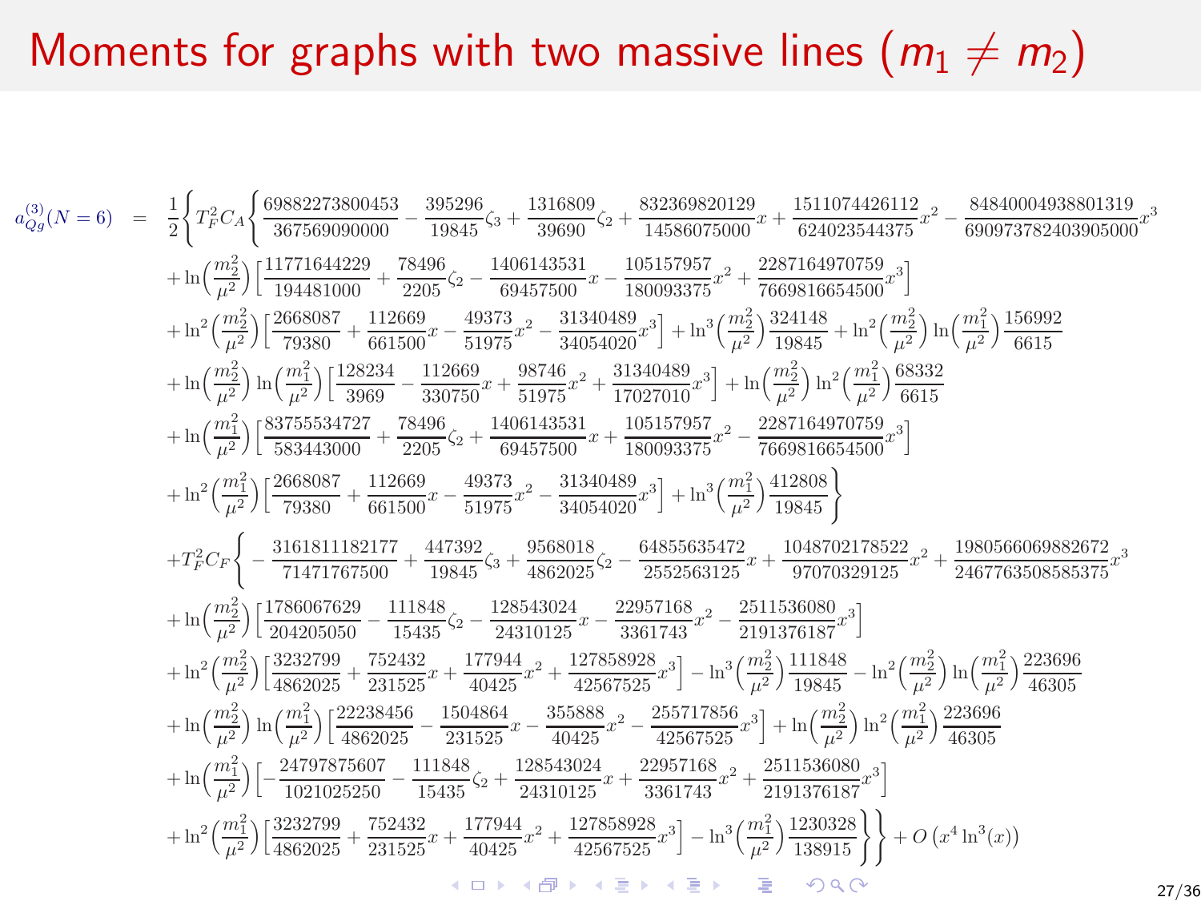# Moments for graphs with two massive lines ($m_1 \neq m_2$)

$$
\begin{aligned}
a_{Qg}^{(3)}(N=6) \;=\; & \frac{1}{2}\Bigg\{ T_F^2 C_A \Bigg\{ \frac{69882273800453}{367569090000} - \frac{395296}{19845}\zeta_3 + \frac{1316809}{39690}\zeta_2 + \frac{832369820129}{14586075000}x + \frac{1511074426112}{624023544375}x^2 - \frac{84840004938801319}{690973782403905000}x^3 \\
& + \ln\Big(\frac{m_2^2}{\mu^2}\Big)\Big[\frac{11771644229}{194481000} + \frac{78496}{2205}\zeta_2 - \frac{1406143531}{69457500}x - \frac{105157957}{180093375}x^2 + \frac{2287164970759}{7669816654500}x^3\Big] \\
& + \ln^2\Big(\frac{m_2^2}{\mu^2}\Big)\Big[\frac{2668087}{79380} + \frac{112669}{661500}x - \frac{49373}{51975}x^2 - \frac{31340489}{34054020}x^3\Big] + \ln^3\Big(\frac{m_2^2}{\mu^2}\Big)\frac{324148}{19845} + \ln^2\Big(\frac{m_2^2}{\mu^2}\Big)\ln\Big(\frac{m_1^2}{\mu^2}\Big)\frac{156992}{6615} \\
& + \ln\Big(\frac{m_2^2}{\mu^2}\Big)\ln\Big(\frac{m_1^2}{\mu^2}\Big)\Big[\frac{128234}{3969} - \frac{112669}{330750}x + \frac{98746}{51975}x^2 + \frac{31340489}{17027010}x^3\Big] + \ln\Big(\frac{m_2^2}{\mu^2}\Big)\ln^2\Big(\frac{m_1^2}{\mu^2}\Big)\frac{68332}{6615} \\
& + \ln\Big(\frac{m_1^2}{\mu^2}\Big)\Big[\frac{83755534727}{583443000} + \frac{78496}{2205}\zeta_2 + \frac{1406143531}{69457500}x + \frac{105157957}{180093375}x^2 - \frac{2287164970759}{7669816654500}x^3\Big] \\
& + \ln^2\Big(\frac{m_1^2}{\mu^2}\Big)\Big[\frac{2668087}{79380} + \frac{112669}{661500}x - \frac{49373}{51975}x^2 - \frac{31340489}{34054020}x^3\Big] + \ln^3\Big(\frac{m_1^2}{\mu^2}\Big)\frac{412808}{19845}\Bigg\} \\
& + T_F^2 C_F \Bigg\{ -\frac{3161811182177}{71471767500} + \frac{447392}{19845}\zeta_3 + \frac{9568018}{4862025}\zeta_2 - \frac{64855635472}{2552563125}x + \frac{1048702178522}{97070329125}x^2 + \frac{1980566069882672}{2467763508585375}x^3 \\
& + \ln\Big(\frac{m_2^2}{\mu^2}\Big)\Big[\frac{1786067629}{204205050} - \frac{111848}{15435}\zeta_2 - \frac{128543024}{24310125}x - \frac{22957168}{3361743}x^2 - \frac{2511536080}{2191376187}x^3\Big] \\
& + \ln^2\Big(\frac{m_2^2}{\mu^2}\Big)\Big[\frac{3232799}{4862025} + \frac{752432}{231525}x + \frac{177944}{40425}x^2 + \frac{127858928}{42567525}x^3\Big] - \ln^3\Big(\frac{m_2^2}{\mu^2}\Big)\frac{111848}{19845} - \ln^2\Big(\frac{m_2^2}{\mu^2}\Big)\ln\Big(\frac{m_1^2}{\mu^2}\Big)\frac{223696}{46305} \\
& + \ln\Big(\frac{m_2^2}{\mu^2}\Big)\ln\Big(\frac{m_1^2}{\mu^2}\Big)\Big[\frac{22238456}{4862025} - \frac{1504864}{231525}x - \frac{355888}{40425}x^2 - \frac{255717856}{42567525}x^3\Big] + \ln\Big(\frac{m_2^2}{\mu^2}\Big)\ln^2\Big(\frac{m_1^2}{\mu^2}\Big)\frac{223696}{46305} \\
& + \ln\Big(\frac{m_1^2}{\mu^2}\Big)\Big[-\frac{24797875607}{1021025250} - \frac{111848}{15435}\zeta_2 + \frac{128543024}{24310125}x + \frac{22957168}{3361743}x^2 + \frac{2511536080}{2191376187}x^3\Big] \\
& + \ln^2\Big(\frac{m_1^2}{\mu^2}\Big)\Big[\frac{3232799}{4862025} + \frac{752432}{231525}x + \frac{177944}{40425}x^2 + \frac{127858928}{42567525}x^3\Big] - \ln^3\Big(\frac{m_1^2}{\mu^2}\Big)\frac{1230328}{138915}\Bigg\}\Bigg\} + O\left(x^4\ln^3(x)\right)
\end{aligned}
$$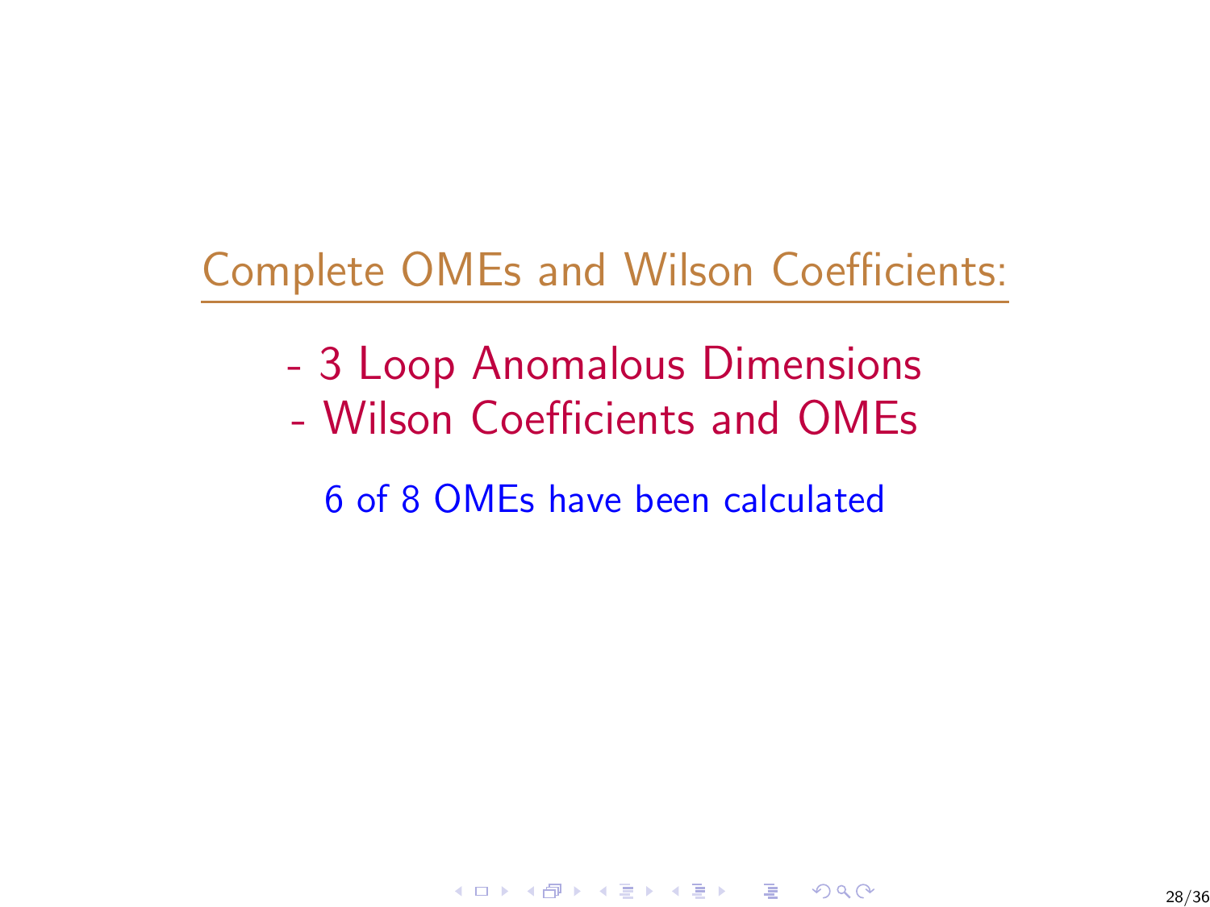## Complete OMEs and Wilson Coefficients:

- 3 Loop Anomalous Dimensions
- Wilson Coefficients and OMEs

6 of 8 OMEs have been calculated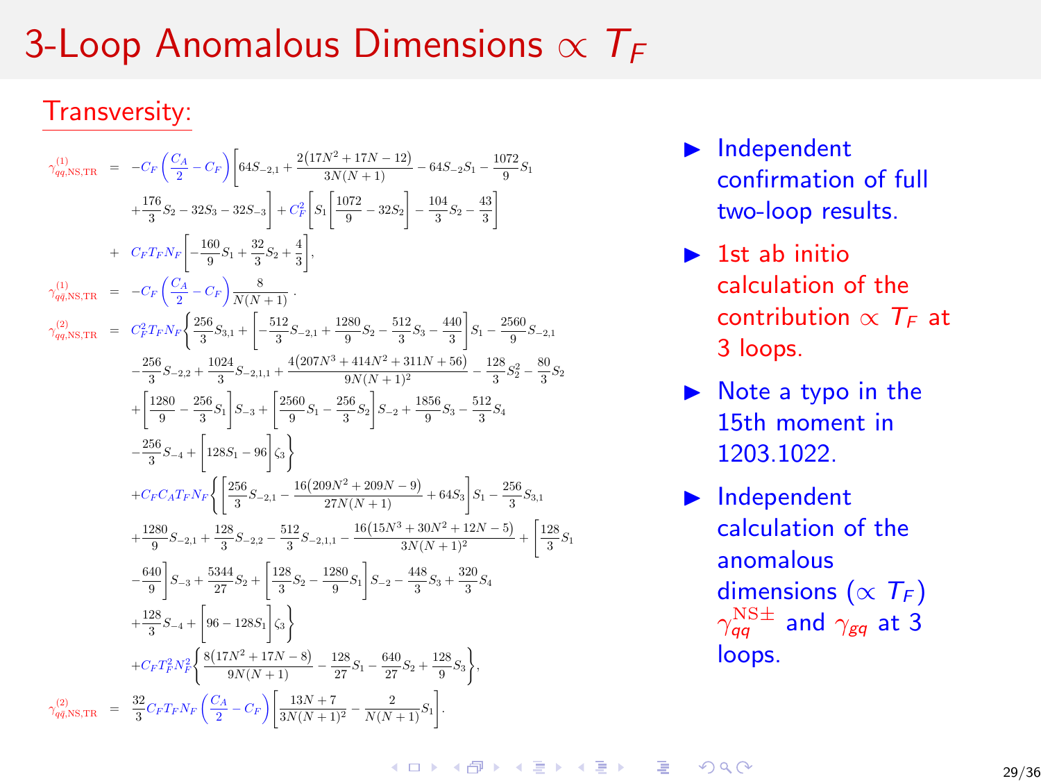# 3-Loop Anomalous Dimensions $\propto T_F$

## Transversity:

$$
\begin{aligned}
\gamma_{qq,\mathrm{NS,TR}}^{(1)} &= -C_F\left(\frac{C_A}{2}-C_F\right)\Bigg[64S_{-2,1}+\frac{2(17N^2+17N-12)}{3N(N+1)}-64S_{-2}S_1-\frac{1072}{9}S_1 \\
&\quad +\frac{176}{3}S_2-32S_3-32S_{-3}\Bigg]+C_F^2\Bigg[S_1\left[\frac{1072}{9}-32S_2\right]-\frac{104}{3}S_2-\frac{43}{3}\Bigg] \\
&\quad + C_FT_FN_F\Bigg[-\frac{160}{9}S_1+\frac{32}{3}S_2+\frac{4}{3}\Bigg], \\
\gamma_{q\bar{q},\mathrm{NS,TR}}^{(1)} &= -C_F\left(\frac{C_A}{2}-C_F\right)\frac{8}{N(N+1)}\,. \\
\gamma_{qq,\mathrm{NS,TR}}^{(2)} &= C_F^2T_FN_F\Bigg\{\frac{256}{3}S_{3,1}+\left[-\frac{512}{3}S_{-2,1}+\frac{1280}{9}S_2-\frac{512}{3}S_3-\frac{440}{3}\right]S_1-\frac{2560}{9}S_{-2,1} \\
&\quad -\frac{256}{3}S_{-2,2}+\frac{1024}{3}S_{-2,1,1}+\frac{4(207N^3+414N^2+311N+56)}{9N(N+1)^2}-\frac{128}{3}S_2^2-\frac{80}{3}S_2 \\
&\quad +\left[\frac{1280}{9}-\frac{256}{3}S_1\right]S_{-3}+\left[\frac{2560}{9}S_1-\frac{256}{3}S_2\right]S_{-2}+\frac{1856}{9}S_3-\frac{512}{3}S_4 \\
&\quad -\frac{256}{3}S_{-4}+\Big[128S_1-96\Big]\zeta_3\Bigg\} \\
&\quad +C_FC_AT_FN_F\Bigg\{\left[\frac{256}{3}S_{-2,1}-\frac{16(209N^2+209N-9)}{27N(N+1)}+64S_3\right]S_1-\frac{256}{3}S_{3,1} \\
&\quad +\frac{1280}{9}S_{-2,1}+\frac{128}{3}S_{-2,2}-\frac{512}{3}S_{-2,1,1}-\frac{16(15N^3+30N^2+12N-5)}{3N(N+1)^2}+\Bigg[\frac{128}{3}S_1 \\
&\quad -\frac{640}{9}\Bigg]S_{-3}+\frac{5344}{27}S_2+\left[\frac{128}{3}S_2-\frac{1280}{9}S_1\right]S_{-2}-\frac{448}{3}S_3+\frac{320}{3}S_4 \\
&\quad +\frac{128}{3}S_{-4}+\Big[96-128S_1\Big]\zeta_3\Bigg\} \\
&\quad +C_FT_F^2N_F^2\Bigg\{\frac{8(17N^2+17N-8)}{9N(N+1)}-\frac{128}{27}S_1-\frac{640}{27}S_2+\frac{128}{9}S_3\Bigg\}, \\
\gamma_{q\bar{q},\mathrm{NS,TR}}^{(2)} &= \frac{32}{3}C_FT_FN_F\left(\frac{C_A}{2}-C_F\right)\left[\frac{13N+7}{3N(N+1)^2}-\frac{2}{N(N+1)}S_1\right].
\end{aligned}
$$

- Independent confirmation of full two-loop results.
- 1st ab initio calculation of the contribution $\propto T_F$ at 3 loops.
- Note a typo in the 15th moment in 1203.1022.
- Independent calculation of the anomalous dimensions ($\propto T_F$) $\gamma_{qq}^{\mathrm{NS}\pm}$ and $\gamma_{gq}$ at 3 loops.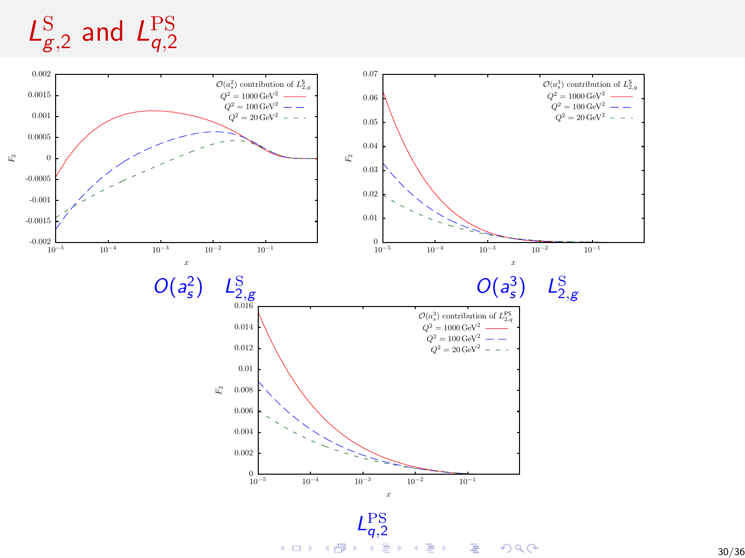# $L^{\rm S}_{g,2}$ and $L^{\rm PS}_{q,2}$

$O(a_s^2)$ $L^{\rm S}_{2,g}$

$O(a_s^3)$ $L^{\rm S}_{2,g}$

$L^{\rm PS}_{q,2}$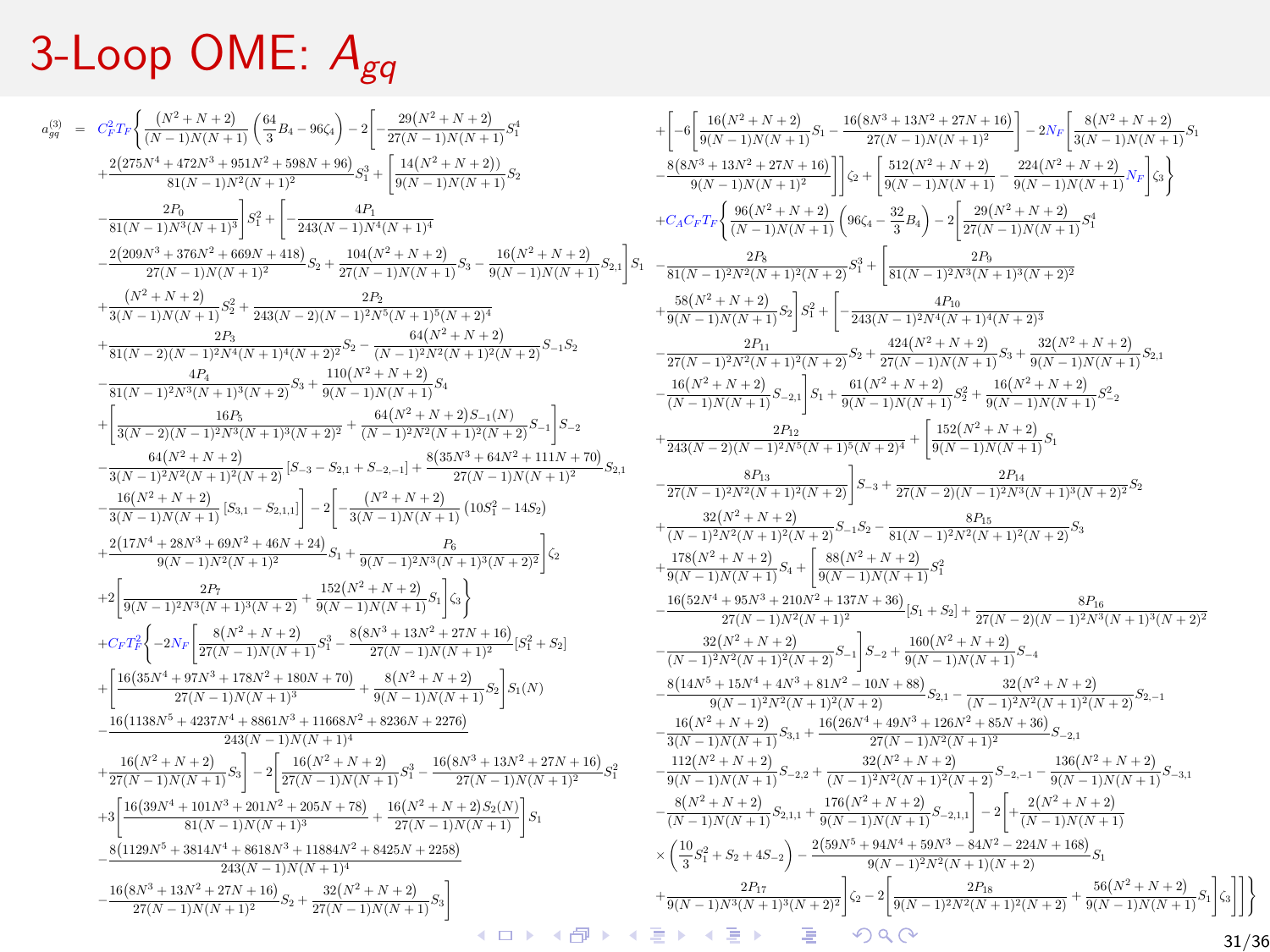# 3-Loop OME: $A_{gq}$

$$
\begin{aligned}
a_{gq}^{(3)} = \; & C_F^2 T_F \Bigg\{ \frac{(N^2+N+2)}{(N-1)N(N+1)} \left(\frac{64}{3}B_4 - 96\zeta_4\right) - 2\Bigg[ -\frac{29(N^2+N+2)}{27(N-1)N(N+1)} S_1^4 \\
& + \frac{2(275N^4+472N^3+951N^2+598N+96)}{81(N-1)N^2(N+1)^2} S_1^3 + \Bigg[ \frac{14(N^2+N+2))}{9(N-1)N(N+1)} S_2 \\
& - \frac{2P_0}{81(N-1)N^3(N+1)^3} \Bigg] S_1^2 + \Bigg[ -\frac{4P_1}{243(N-1)N^4(N+1)^4} \\
& - \frac{2(209N^3+376N^2+669N+418)}{27(N-1)N(N+1)^2} S_2 + \frac{104(N^2+N+2)}{27(N-1)N(N+1)} S_3 - \frac{16(N^2+N+2)}{9(N-1)N(N+1)} S_{2,1} \Bigg] S_1 \\
& + \frac{(N^2+N+2)}{3(N-1)N(N+1)} S_2^2 + \frac{2P_2}{243(N-2)(N-1)^2N^5(N+1)^5(N+2)^4} \\
& + \frac{2P_3}{81(N-2)(N-1)^2N^4(N+1)^4(N+2)^2} S_2 - \frac{64(N^2+N+2)}{(N-1)^2N^2(N+1)^2(N+2)} S_{-1} S_2 \\
& - \frac{4P_4}{81(N-1)^2N^3(N+1)^3(N+2)} S_3 + \frac{110(N^2+N+2)}{9(N-1)N(N+1)} S_4 \\
& + \Bigg[ \frac{16P_5}{3(N-2)(N-1)^2N^3(N+1)^3(N+2)^2} + \frac{64(N^2+N+2)S_{-1}(N)}{(N-1)^2N^2(N+1)^2(N+2)} S_{-1} \Bigg] S_{-2} \\
& - \frac{64(N^2+N+2)}{3(N-1)^2N^2(N+1)^2(N+2)} \left[S_{-3} - S_{2,1} + S_{-2,-1}\right] + \frac{8(35N^3+64N^2+111N+70)}{27(N-1)N(N+1)^2} S_{2,1} \\
& - \frac{16(N^2+N+2)}{3(N-1)N(N+1)} \left[S_{3,1} - S_{2,1,1}\right] \Bigg] - 2\Bigg[ -\frac{(N^2+N+2)}{3(N-1)N(N+1)} \left(10S_1^2 - 14S_2\right) \\
& + \frac{2(17N^4+28N^3+69N^2+46N+24)}{9(N-1)N^2(N+1)^2} S_1 + \frac{P_6}{9(N-1)^2N^3(N+1)^3(N+2)^2} \Bigg] \zeta_2 \\
& + 2\Bigg[ \frac{2P_7}{9(N-1)^2N^3(N+1)^3(N+2)} + \frac{152(N^2+N+2)}{9(N-1)N(N+1)} S_1 \Bigg] \zeta_3 \Bigg\} \\
& + C_F T_F^2 \Bigg\{ -2N_F \Bigg[ \frac{8(N^2+N+2)}{27(N-1)N(N+1)} S_1^3 - \frac{8(8N^3+13N^2+27N+16)}{27(N-1)N(N+1)^2} \left[S_1^2 + S_2\right] \\
& + \Bigg[ \frac{16(35N^4+97N^3+178N^2+180N+70)}{27(N-1)N(N+1)^3} + \frac{8(N^2+N+2)}{9(N-1)N(N+1)} S_2 \Bigg] S_1(N) \\
& - \frac{16(1138N^5+4237N^4+8861N^3+11668N^2+8236N+2276)}{243(N-1)N(N+1)^4} \\
& + \frac{16(N^2+N+2)}{27(N-1)N(N+1)} S_3 \Bigg] - 2\Bigg[ \frac{16(N^2+N+2)}{27(N-1)N(N+1)} S_1^3 - \frac{16(8N^3+13N^2+27N+16)}{27(N-1)N(N+1)^2} S_1^2 \\
& + 3\Bigg[ \frac{16(39N^4+101N^3+201N^2+205N+78)}{81(N-1)N(N+1)^3} + \frac{16(N^2+N+2)S_2(N)}{27(N-1)N(N+1)} \Bigg] S_1 \\
& - \frac{8(1129N^5+3814N^4+8618N^3+11884N^2+8425N+2258)}{243(N-1)N(N+1)^4} \\
& - \frac{16(8N^3+13N^2+27N+16)}{27(N-1)N(N+1)^2} S_2 + \frac{32(N^2+N+2)}{27(N-1)N(N+1)} S_3 \Bigg] \\
& + \Bigg[ -6\Bigg[ \frac{16(N^2+N+2)}{9(N-1)N(N+1)} S_1 - \frac{16(8N^3+13N^2+27N+16)}{27(N-1)N(N+1)^2} \Bigg] - 2N_F \Bigg[ \frac{8(N^2+N+2)}{3(N-1)N(N+1)} S_1 \\
& - \frac{8(8N^3+13N^2+27N+16)}{9(N-1)N(N+1)^2} \Bigg] \Bigg] \zeta_2 + \Bigg[ \frac{512(N^2+N+2)}{9(N-1)N(N+1)} - \frac{224(N^2+N+2)}{9(N-1)N(N+1)} N_F \Bigg] \zeta_3 \Bigg\} \\
& + C_A C_F T_F \Bigg\{ \frac{96(N^2+N+2)}{(N-1)N(N+1)} \left(96\zeta_4 - \frac{32}{3}B_4\right) - 2\Bigg[ \frac{29(N^2+N+2)}{27(N-1)N(N+1)} S_1^4 \\
& - \frac{2P_8}{81(N-1)^2N^2(N+1)^2(N+2)} S_1^3 + \Bigg[ \frac{2P_9}{81(N-1)^2N^3(N+1)^3(N+2)^2} \\
& + \frac{58(N^2+N+2)}{9(N-1)N(N+1)} S_2 \Bigg] S_1^2 + \Bigg[ -\frac{4P_{10}}{243(N-1)^2N^4(N+1)^4(N+2)^3} \\
& - \frac{2P_{11}}{27(N-1)^2N^2(N+1)^2(N+2)} S_2 + \frac{424(N^2+N+2)}{27(N-1)N(N+1)} S_3 + \frac{32(N^2+N+2)}{9(N-1)N(N+1)} S_{2,1} \\
& - \frac{16(N^2+N+2)}{(N-1)N(N+1)} S_{-2,1} \Bigg] S_1 + \frac{61(N^2+N+2)}{9(N-1)N(N+1)} S_2^2 + \frac{16(N^2+N+2)}{9(N-1)N(N+1)} S_{-2}^2 \\
& + \frac{2P_{12}}{243(N-2)(N-1)^2N^5(N+1)^5(N+2)^4} + \Bigg[ \frac{152(N^2+N+2)}{9(N-1)N(N+1)} S_1 \\
& - \frac{8P_{13}}{27(N-1)^2N^2(N+1)^2(N+2)} \Bigg] S_{-3} + \frac{2P_{14}}{27(N-2)(N-1)^2N^3(N+1)^3(N+2)^2} S_2 \\
& + \frac{32(N^2+N+2)}{(N-1)^2N^2(N+1)^2(N+2)} S_{-1} S_2 - \frac{8P_{15}}{81(N-1)^2N^2(N+1)^2(N+2)} S_3 \\
& + \frac{178(N^2+N+2)}{9(N-1)N(N+1)} S_4 + \Bigg[ \frac{88(N^2+N+2)}{9(N-1)N(N+1)} S_1^2 \\
& - \frac{16(52N^4+95N^3+210N^2+137N+36)}{27(N-1)N^2(N+1)^2} \left[S_1 + S_2\right] + \frac{8P_{16}}{27(N-2)(N-1)^2N^3(N+1)^3(N+2)^2} \\
& - \frac{32(N^2+N+2)}{(N-1)^2N^2(N+1)^2(N+2)} S_{-1} \Bigg] S_{-2} + \frac{160(N^2+N+2)}{9(N-1)N(N+1)} S_{-4} \\
& - \frac{8(14N^5+15N^4+4N^3+81N^2-10N+88)}{9(N-1)^2N^2(N+1)^2(N+2)} S_{2,1} - \frac{32(N^2+N+2)}{(N-1)^2N^2(N+1)^2(N+2)} S_{2,-1} \\
& - \frac{16(N^2+N+2)}{3(N-1)N(N+1)} S_{3,1} + \frac{16(26N^4+49N^3+126N^2+85N+36)}{27(N-1)N^2(N+1)^2} S_{-2,1} \\
& - \frac{112(N^2+N+2)}{9(N-1)N(N+1)} S_{-2,2} + \frac{32(N^2+N+2)}{(N-1)^2N^2(N+1)^2(N+2)} S_{-2,-1} - \frac{136(N^2+N+2)}{9(N-1)N(N+1)} S_{-3,1} \\
& - \frac{8(N^2+N+2)}{(N-1)N(N+1)} S_{2,1,1} + \frac{176(N^2+N+2)}{9(N-1)N(N+1)} S_{-2,1,1} \Bigg] - 2\Bigg[ + \frac{2(N^2+N+2)}{(N-1)N(N+1)} \\
& \times \left(\frac{10}{3}S_1^2 + S_2 + 4S_{-2}\right) - \frac{2(59N^5+94N^4+59N^3-84N^2-224N+168)}{9(N-1)^2N^2(N+1)(N+2)} S_1 \\
& + \frac{2P_{17}}{9(N-1)N^3(N+1)^3(N+2)^2} \Bigg] \zeta_2 - 2\Bigg[ \frac{2P_{18}}{9(N-1)^2N^2(N+1)^2(N+2)} + \frac{56(N^2+N+2)}{9(N-1)N(N+1)} S_1 \Bigg] \zeta_3 \Bigg] \Bigg\}
\end{aligned}
$$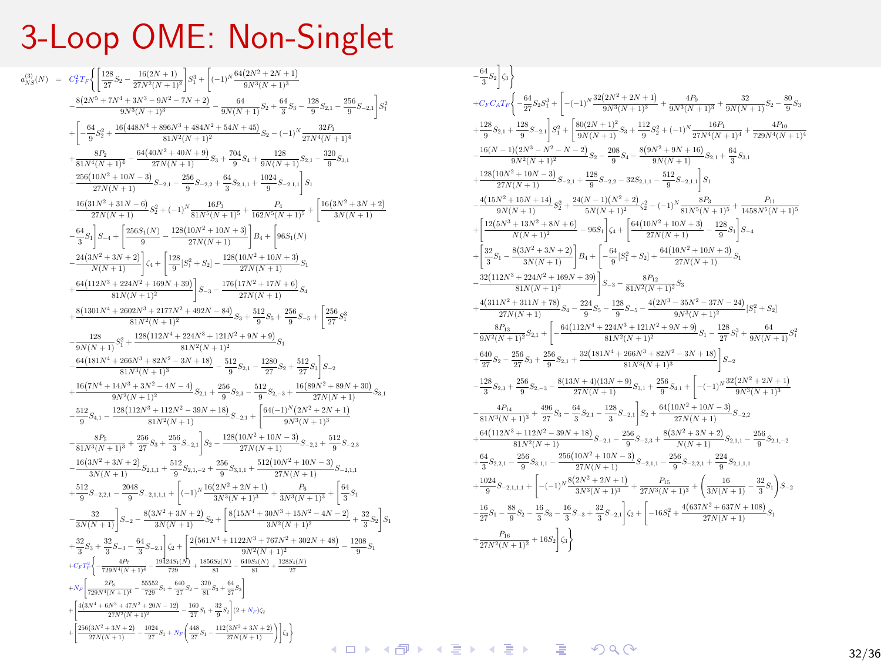# 3-Loop OME: Non-Singlet

$$
\begin{aligned}
a_{NS}^{(3)}(N) \;=\;& C_F^2 T_F \Biggl\{ \Biggl[\frac{128}{27}S_2 - \frac{16(2N+1)}{27N^2(N+1)^2}\Biggr] S_1^3 + \Biggl[(-1)^N \frac{64(2N^2+2N+1)}{9N^3(N+1)^3} \\
&- \frac{8(2N^5+7N^4+3N^3-9N^2-7N+2)}{9N^3(N+1)^3} - \frac{64}{9N(N+1)}S_2 + \frac{64}{3}S_3 - \frac{128}{9}S_{2,1} - \frac{256}{9}S_{-2,1}\Biggr] S_1^2 \\
&+ \Biggl[-\frac{64}{9}S_2^2 + \frac{16(448N^4+896N^3+484N^2+54N+45)}{81N^2(N+1)^2}S_2 - (-1)^N \frac{32P_1}{27N^4(N+1)^4} \\
&+ \frac{8P_2}{81N^4(N+1)^4} - \frac{64(40N^2+40N+9)}{27N(N+1)}S_3 + \frac{704}{9}S_4 + \frac{128}{9N(N+1)}S_{2,1} - \frac{320}{9}S_{3,1} \\
&- \frac{256(10N^2+10N-3)}{27N(N+1)}S_{-2,1} - \frac{256}{9}S_{-2,2} + \frac{64}{3}S_{2,1,1} + \frac{1024}{9}S_{-2,1,1}\Biggr] S_1 \\
&- \frac{16(31N^2+31N-6)}{27N(N+1)}S_2^2 + (-1)^N \frac{16P_3}{81N^5(N+1)^5} + \frac{P_4}{162N^5(N+1)^5} + \Biggl[\frac{16(3N^2+3N+2)}{3N(N+1)} \\
&- \frac{64}{3}S_1\Biggr] S_{-4} + \Biggl[\frac{256S_1(N)}{9} - \frac{128(10N^2+10N+3)}{27N(N+1)}\Biggr] B_4 + \Biggl[96S_1(N) \\
&- \frac{24(3N^2+3N+2)}{N(N+1)}\Biggr]\zeta_4 + \Biggl[\frac{128}{9}[S_1^2+S_2] - \frac{128(10N^2+10N+3)}{27N(N+1)}S_1 \\
&+ \frac{64(112N^3+224N^2+169N+39)}{81N(N+1)^2}\Biggr] S_{-3} - \frac{176(17N^2+17N+6)}{27N(N+1)}S_4 \\
&+ \frac{8(1301N^4+2602N^3+2177N^2+492N-84)}{81N^2(N+1)^2}S_3 + \frac{512}{9}S_5 + \frac{256}{9}S_{-5} + \Biggl[\frac{256}{27}S_1^3 \\
&- \frac{128}{9N(N+1)}S_1^2 + \frac{128(112N^4+224N^3+121N^2+9N+9)}{81N^2(N+1)^2}S_1 \\
&- \frac{64(181N^4+266N^3+82N^2-3N+18)}{81N^3(N+1)^3} - \frac{512}{9}S_{2,1} - \frac{1280}{27}S_2 + \frac{512}{27}S_3\Biggr] S_{-2} \\
&+ \frac{16(7N^4+14N^3+3N^2-4N-4)}{9N^2(N+1)^2}S_{2,1} + \frac{256}{9}S_{2,3} - \frac{512}{9}S_{2,-3} + \frac{16(89N^2+89N+30)}{27N(N+1)}S_{3,1} \\
&- \frac{512}{9}S_{4,1} - \frac{128(112N^3+112N^2-39N+18)}{81N^2(N+1)}S_{-2,1} + \Biggl[\frac{64(-1)^N(2N^2+2N+1)}{9N^3(N+1)^3} \\
&- \frac{8P_5}{81N^3(N+1)^3} + \frac{256}{27}S_3 + \frac{256}{3}S_{-2,1}\Biggr] S_2 - \frac{128(10N^2+10N-3)}{27N(N+1)}S_{-2,2} + \frac{512}{9}S_{-2,3} \\
&- \frac{16(3N^2+3N+2)}{3N(N+1)}S_{2,1,1} + \frac{512}{9}S_{2,1,-2} + \frac{256}{9}S_{3,1,1} + \frac{512(10N^2+10N-3)}{27N(N+1)}S_{-2,1,1} \\
&+ \frac{512}{9}S_{-2,2,1} - \frac{2048}{9}S_{-2,1,1,1} + \Biggl[(-1)^N \frac{16(2N^2+2N+1)}{3N^3(N+1)^3} + \frac{P_6}{3N^3(N+1)^3} + \Biggl[\frac{64}{3}S_1 \\
&- \frac{32}{3N(N+1)}\Biggr] S_{-2} - \frac{8(3N^2+3N+2)}{3N(N+1)}S_2 + \Biggl[\frac{8(15N^4+30N^3+15N^2-4N-2)}{3N^2(N+1)^2} + \frac{32}{3}S_2\Biggr] S_1 \\
&+ \frac{32}{3}S_3 + \frac{32}{3}S_{-3} - \frac{64}{3}S_{-2,1}\Biggr]\zeta_2 + \Biggl[\frac{2(561N^4+1122N^3+767N^2+302N+48)}{9N^2(N+1)^2} - \frac{1208}{9}S_1 \\
&+ C_F T_F^2 \Biggl\{ -\frac{4P_7}{729N^4(N+1)^4} - \frac{19424S_1(N)}{729} + \frac{1856S_2(N)}{81} - \frac{640S_3(N)}{81} + \frac{128S_4(N)}{27} \\
&+ N_F \Biggl[\frac{2P_8}{729N^4(N+1)^4} - \frac{55552}{729}S_1 + \frac{640}{27}S_2 - \frac{320}{81}S_3 + \frac{64}{27}S_3\Biggr] \\
&+ \Biggl[\frac{4(3N^4+6N^3+47N^2+20N-12)}{27N^2(N+1)^2} - \frac{160}{27}S_1 + \frac{32}{9}S_2\Biggr](2+N_F)\zeta_2 \\
&+ \Biggl[\frac{256(3N^2+3N+2)}{27N(N+1)} - \frac{1024}{27}S_1 + N_F\Biggl(\frac{448}{27}S_1 - \frac{112(3N^2+3N+2)}{27N(N+1)}\Biggr)\Biggr]\zeta_3 \Biggr\}
\end{aligned}
$$

$$
\begin{aligned}
&- \frac{64}{3}S_2\Biggr]\zeta_3\Biggr\} \\
&+ C_F C_A T_F \Biggl\{ -\frac{64}{27}S_2 S_1^3 + \Biggl[-(-1)^N \frac{32(2N^2+2N+1)}{9N^3(N+1)^3} + \frac{4P_9}{9N^3(N+1)^3} + \frac{32}{9N(N+1)}S_2 - \frac{80}{9}S_3 \\
&+ \frac{128}{9}S_{2,1} + \frac{128}{9}S_{-2,1}\Biggr] S_1^2 + \Biggl[\frac{80(2N+1)^2}{9N(N+1)}S_3 + \frac{112}{9}S_2^2 + (-1)^N \frac{16P_1}{27N^4(N+1)^4} + \frac{4P_{10}}{729N^4(N+1)^4} \\
&- \frac{16(N-1)(2N^3-N^2-N-2)}{9N^2(N+1)^2}S_2 - \frac{208}{9}S_4 - \frac{8(9N^2+9N+16)}{9N(N+1)}S_{2,1} + \frac{64}{3}S_{3,1} \\
&+ \frac{128(10N^2+10N-3)}{27N(N+1)}S_{-2,1} + \frac{128}{9}S_{-2,2} - 32S_{2,1,1} - \frac{512}{9}S_{-2,1,1}\Biggr] S_1 \\
&- \frac{4(15N^2+15N+14)}{9N(N+1)}S_2^2 + \frac{24(N-1)(N^2+2)}{5N(N+1)^2}\zeta_2^2 - (-1)^N \frac{8P_3}{81N^5(N+1)^5} + \frac{P_{11}}{1458N^5(N+1)^5} \\
&+ \Biggl[\frac{12(5N^3+13N^2+8N+6)}{N(N+1)^2} - 96S_1\Biggr]\zeta_4 + \Biggl[\frac{64(10N^2+10N+3)}{27N(N+1)} - \frac{128}{9}S_1\Biggr] S_{-4} \\
&+ \Biggl[\frac{32}{3}S_1 - \frac{8(3N^2+3N+2)}{3N(N+1)}\Biggr] B_4 + \Biggl[-\frac{64}{9}[S_1^2+S_2] + \frac{64(10N^2+10N+3)}{27N(N+1)}S_1 \\
&- \frac{32(112N^3+224N^2+169N+39)}{81N(N+1)^2}\Biggr] S_{-3} - \frac{8P_{12}}{81N^2(N+1)^2}S_3 \\
&+ \frac{4(311N^2+311N+78)}{27N(N+1)}S_4 - \frac{224}{9}S_5 - \frac{128}{9}S_{-5} - \frac{4(2N^3-35N^2-37N-24)}{9N^3(N+1)^2}[S_1^2+S_2] \\
&- \frac{8P_{13}}{9N^2(N+1)^2}S_{2,1} + \Biggl[-\frac{64(112N^4+224N^3+121N^2+9N+9)}{81N^2(N+1)^2}S_1 - \frac{128}{27}S_1^3 + \frac{64}{9N(N+1)}S_1^2 \\
&+ \frac{640}{27}S_2 - \frac{256}{27}S_3 + \frac{256}{9}S_{2,1} + \frac{32(181N^4+266N^3+82N^2-3N+18)}{81N^3(N+1)^3}\Biggr] S_{-2} \\
&- \frac{128}{3}S_{2,3} + \frac{256}{9}S_{2,-3} - \frac{8(13N+4)(13N+9)}{27N(N+1)}S_{3,1} + \frac{256}{9}S_{4,1} + \Biggl[-(-1)^N \frac{32(2N^2+2N+1)}{9N^3(N+1)^3} \\
&- \frac{4P_{14}}{81N^3(N+1)^3} + \frac{496}{27}S_3 - \frac{64}{3}S_{2,1} - \frac{128}{3}S_{-2,1}\Biggr] S_2 + \frac{64(10N^2+10N-3)}{27N(N+1)}S_{-2,2} \\
&+ \frac{64(112N^3+112N^2-39N+18)}{81N^2(N+1)}S_{-2,1} - \frac{256}{9}S_{-2,3} + \frac{8(3N^2+3N+2)}{N(N+1)}S_{2,1,1} - \frac{256}{9}S_{2,1,-2} \\
&+ \frac{64}{3}S_{2,2,1} - \frac{256}{9}S_{3,1,1} - \frac{256(10N^2+10N-3)}{27N(N+1)}S_{-2,1,1} - \frac{256}{9}S_{-2,2,1} + \frac{224}{9}S_{2,1,1,1} \\
&+ \frac{1024}{9}S_{-2,1,1,1} + \Biggl[-(-1)^N \frac{8(2N^2+2N+1)}{3N^3(N+1)^3} + \frac{P_{15}}{27N^3(N+1)^3} + \Biggl(\frac{16}{3N(N+1)} - \frac{32}{3}S_1\Biggr) S_{-2} \\
&- \frac{16}{27}S_1 - \frac{88}{9}S_2 - \frac{16}{3}S_3 - \frac{16}{3}S_{-3} + \frac{32}{3}S_{-2,1}\Biggr]\zeta_2 + \Biggl[-16S_1^2 + \frac{4(637N^2+637N+108)}{27N(N+1)}S_1 \\
&+ \frac{P_{16}}{27N^2(N+1)^2} + 16S_2\Biggr]\zeta_3\Biggr\}
\end{aligned}
$$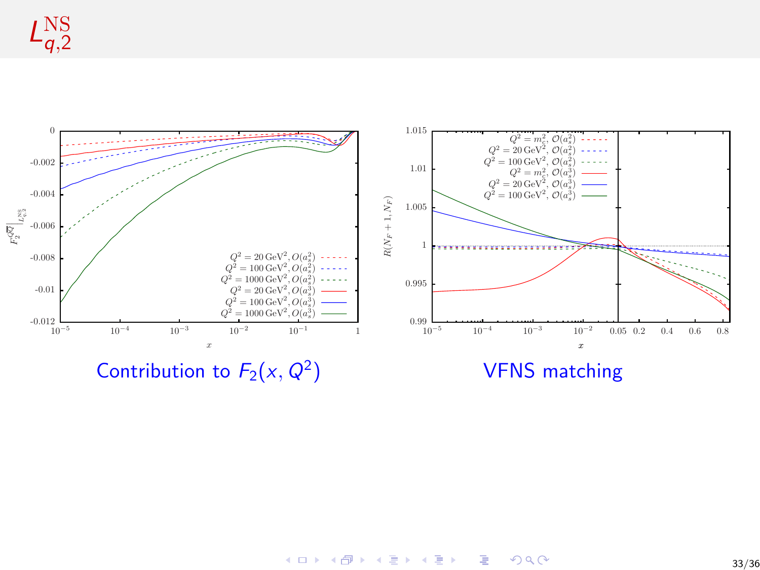# $L_{q,2}^{\mathrm{NS}}$

Contribution to $F_2(x, Q^2)$

VFNS matching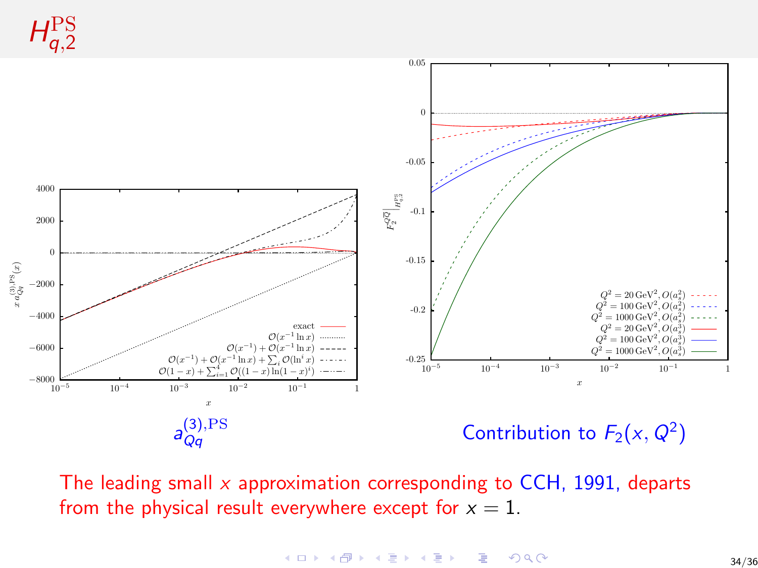# $H_{q,2}^{\rm PS}$

$a_{Qq}^{(3),\rm PS}$

Contribution to $F_2(x, Q^2)$

The leading small $x$ approximation corresponding to CCH, 1991, departs from the physical result everywhere except for $x = 1$.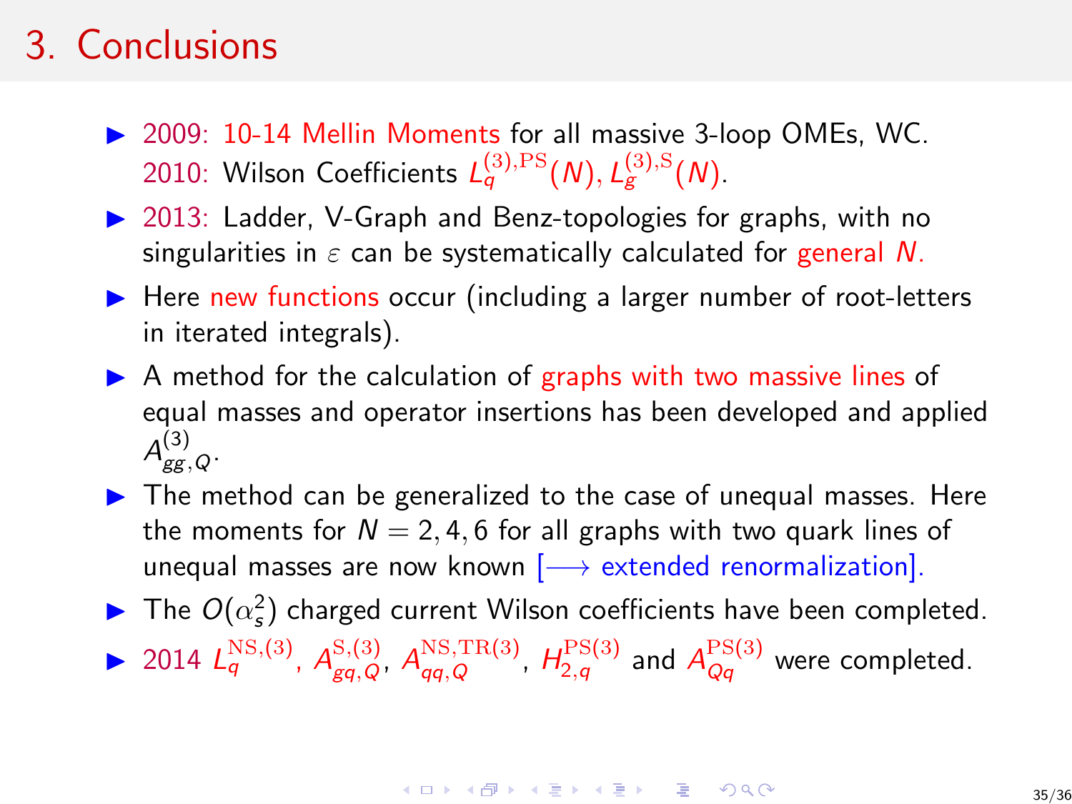# 3. Conclusions

- 2009: 10-14 Mellin Moments for all massive 3-loop OMEs, WC. 2010: Wilson Coefficients $L_q^{(3),\mathrm{PS}}(N), L_g^{(3),\mathrm{S}}(N)$.
- 2013: Ladder, V-Graph and Benz-topologies for graphs, with no singularities in $\varepsilon$ can be systematically calculated for general $N$.
- Here new functions occur (including a larger number of root-letters in iterated integrals).
- A method for the calculation of graphs with two massive lines of equal masses and operator insertions has been developed and applied $A_{gg,Q}^{(3)}$.
- The method can be generalized to the case of unequal masses. Here the moments for $N = 2, 4, 6$ for all graphs with two quark lines of unequal masses are now known [$\longrightarrow$ extended renormalization].
- The $O(\alpha_s^2)$ charged current Wilson coefficients have been completed.
- 2014 $L_q^{\mathrm{NS},(3)}$, $A_{gq,Q}^{\mathrm{S},(3)}$, $A_{qq,Q}^{\mathrm{NS,TR}(3)}$, $H_{2,q}^{\mathrm{PS}(3)}$ and $A_{Qq}^{\mathrm{PS}(3)}$ were completed.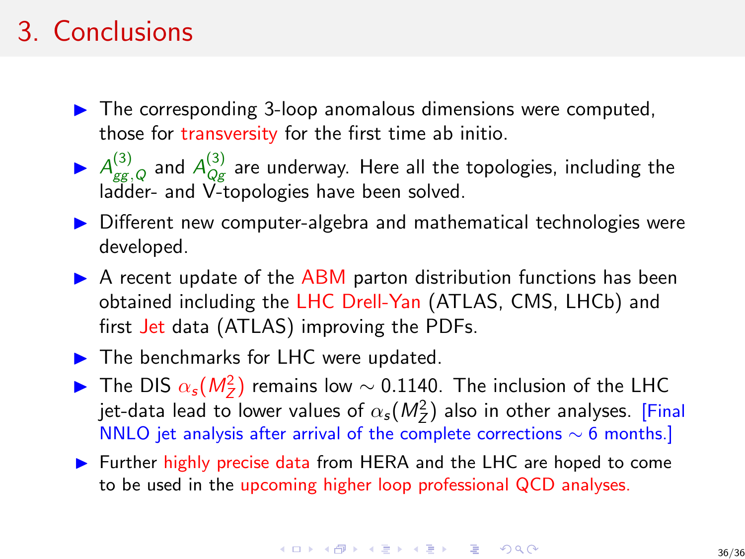# 3. Conclusions

- The corresponding 3-loop anomalous dimensions were computed, those for transversity for the first time ab initio.
- $A_{gg,Q}^{(3)}$ and $A_{Qg}^{(3)}$ are underway. Here all the topologies, including the ladder- and V-topologies have been solved.
- Different new computer-algebra and mathematical technologies were developed.
- A recent update of the ABM parton distribution functions has been obtained including the LHC Drell-Yan (ATLAS, CMS, LHCb) and first Jet data (ATLAS) improving the PDFs.
- The benchmarks for LHC were updated.
- The DIS $\alpha_s(M_Z^2)$ remains low $\sim 0.1140$. The inclusion of the LHC jet-data lead to lower values of $\alpha_s(M_Z^2)$ also in other analyses. [Final NNLO jet analysis after arrival of the complete corrections $\sim$ 6 months.]
- Further highly precise data from HERA and the LHC are hoped to come to be used in the upcoming higher loop professional QCD analyses.